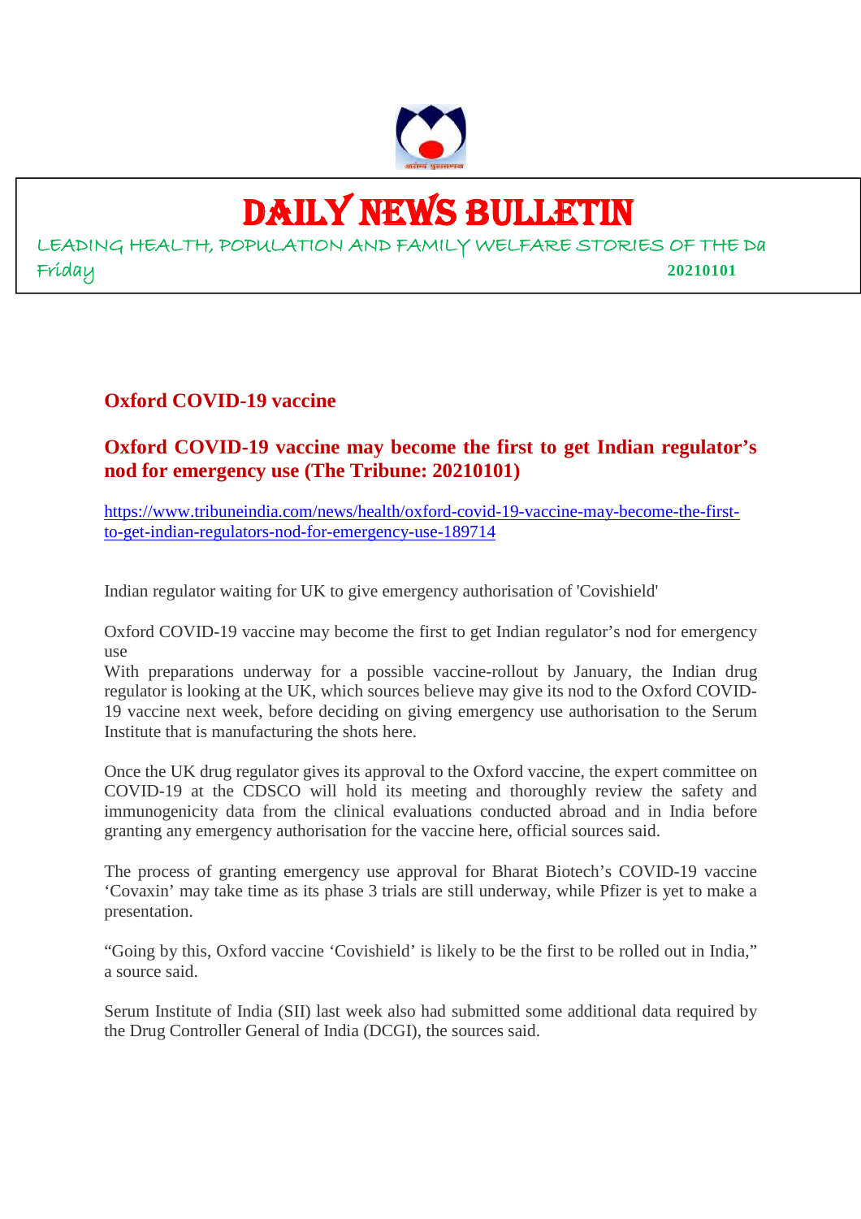# DAILY NEWS BULLETIN

LEADING HEALTH, POPULATION AND FAMILY WELFARE STORIES OF THE Da

Friday **20210101**

## Oxford COVID-19 vaccine

## Oxford COVID-19 vaccine may become the first to get Indian regulator's nod for emergency use (The Tribune: 20210101)

https://www.tribuneindia.com/news/health/oxford-covid-19-vaccine-may-become-the-first-to-get-indian-regulators-nod-for-emergency-use-189714

Indian regulator waiting for UK to give emergency authorisation of 'Covishield'

Oxford COVID-19 vaccine may become the first to get Indian regulator's nod for emergency use

With preparations underway for a possible vaccine-rollout by January, the Indian drug regulator is looking at the UK, which sources believe may give its nod to the Oxford COVID-19 vaccine next week, before deciding on giving emergency use authorisation to the Serum Institute that is manufacturing the shots here.

Once the UK drug regulator gives its approval to the Oxford vaccine, the expert committee on COVID-19 at the CDSCO will hold its meeting and thoroughly review the safety and immunogenicity data from the clinical evaluations conducted abroad and in India before granting any emergency authorisation for the vaccine here, official sources said.

The process of granting emergency use approval for Bharat Biotech's COVID-19 vaccine 'Covaxin' may take time as its phase 3 trials are still underway, while Pfizer is yet to make a presentation.

"Going by this, Oxford vaccine 'Covishield' is likely to be the first to be rolled out in India," a source said.

Serum Institute of India (SII) last week also had submitted some additional data required by the Drug Controller General of India (DCGI), the sources said.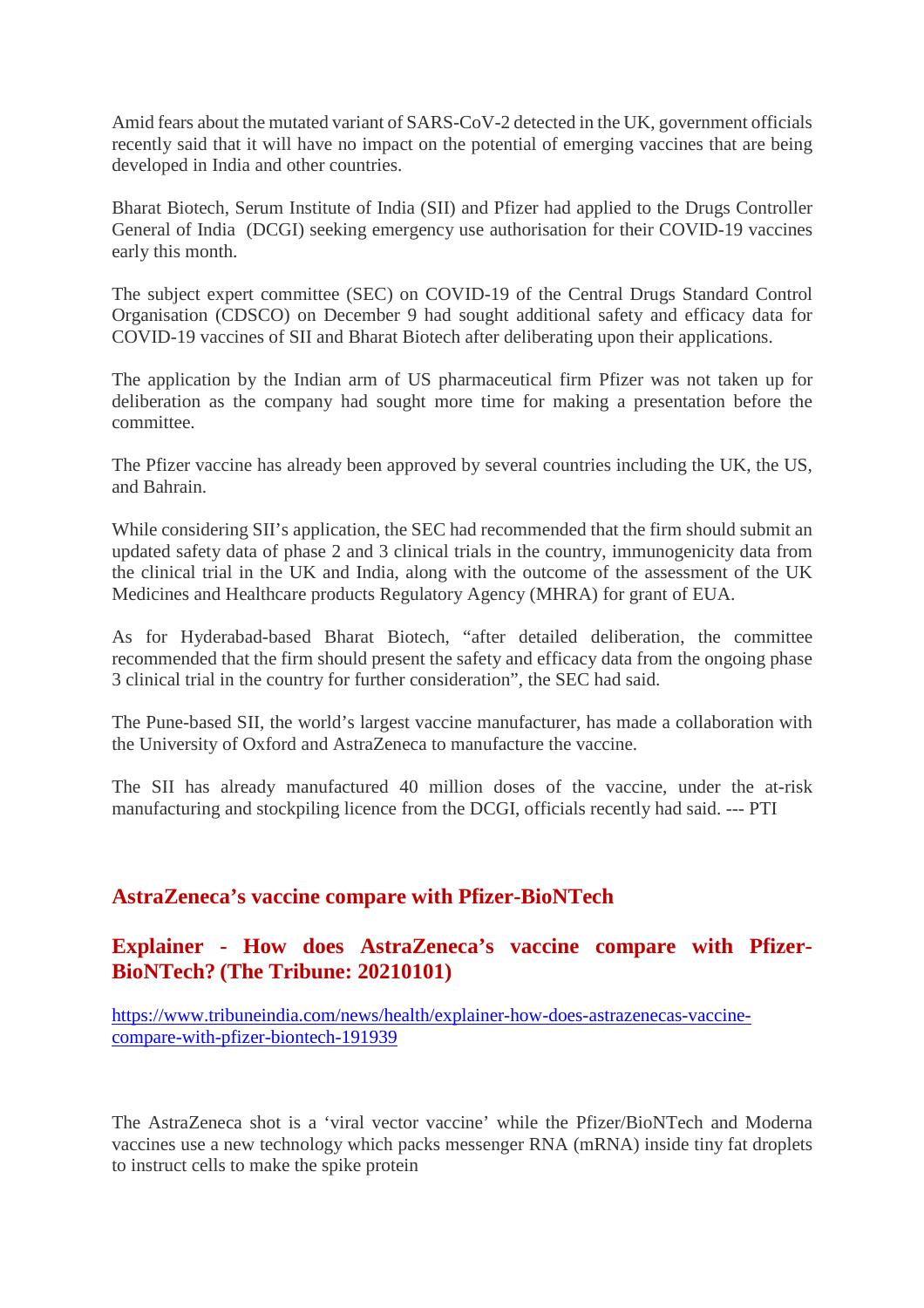Amid fears about the mutated variant of SARS-CoV-2 detected in the UK, government officials recently said that it will have no impact on the potential of emerging vaccines that are being developed in India and other countries.

Bharat Biotech, Serum Institute of India (SII) and Pfizer had applied to the Drugs Controller General of India (DCGI) seeking emergency use authorisation for their COVID-19 vaccines early this month.

The subject expert committee (SEC) on COVID-19 of the Central Drugs Standard Control Organisation (CDSCO) on December 9 had sought additional safety and efficacy data for COVID-19 vaccines of SII and Bharat Biotech after deliberating upon their applications.

The application by the Indian arm of US pharmaceutical firm Pfizer was not taken up for deliberation as the company had sought more time for making a presentation before the committee.

The Pfizer vaccine has already been approved by several countries including the UK, the US, and Bahrain.

While considering SII's application, the SEC had recommended that the firm should submit an updated safety data of phase 2 and 3 clinical trials in the country, immunogenicity data from the clinical trial in the UK and India, along with the outcome of the assessment of the UK Medicines and Healthcare products Regulatory Agency (MHRA) for grant of EUA.

As for Hyderabad-based Bharat Biotech, "after detailed deliberation, the committee recommended that the firm should present the safety and efficacy data from the ongoing phase 3 clinical trial in the country for further consideration", the SEC had said.

The Pune-based SII, the world's largest vaccine manufacturer, has made a collaboration with the University of Oxford and AstraZeneca to manufacture the vaccine.

The SII has already manufactured 40 million doses of the vaccine, under the at-risk manufacturing and stockpiling licence from the DCGI, officials recently had said. --- PTI

## AstraZeneca's vaccine compare with Pfizer-BioNTech

## Explainer - How does AstraZeneca's vaccine compare with Pfizer-BioNTech? (The Tribune: 20210101)

https://www.tribuneindia.com/news/health/explainer-how-does-astrazenecas-vaccine-compare-with-pfizer-biontech-191939

The AstraZeneca shot is a 'viral vector vaccine' while the Pfizer/BioNTech and Moderna vaccines use a new technology which packs messenger RNA (mRNA) inside tiny fat droplets to instruct cells to make the spike protein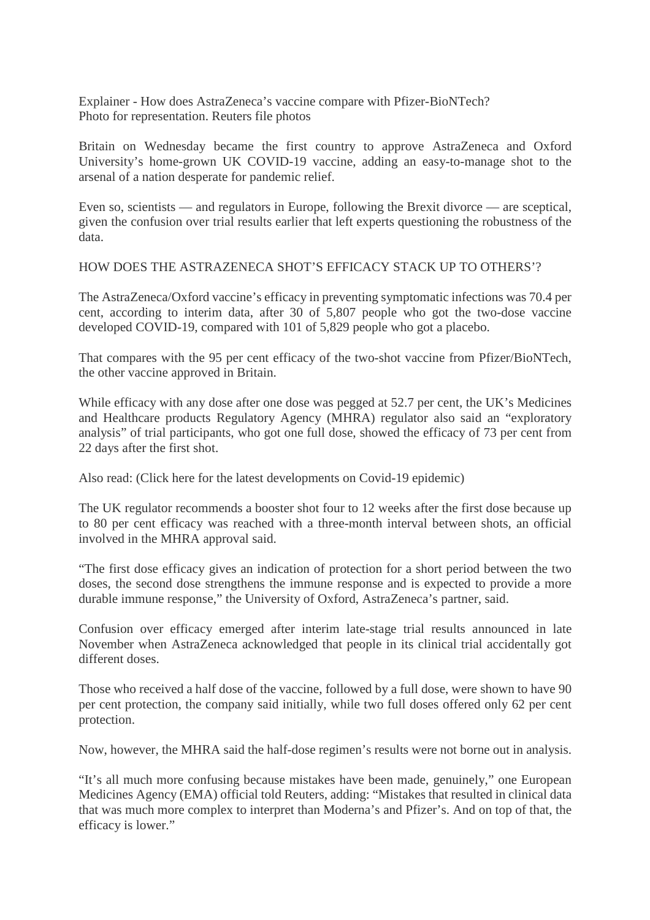Explainer - How does AstraZeneca's vaccine compare with Pfizer-BioNTech?
Photo for representation. Reuters file photos

Britain on Wednesday became the first country to approve AstraZeneca and Oxford University's home-grown UK COVID-19 vaccine, adding an easy-to-manage shot to the arsenal of a nation desperate for pandemic relief.

Even so, scientists — and regulators in Europe, following the Brexit divorce — are sceptical, given the confusion over trial results earlier that left experts questioning the robustness of the data.

HOW DOES THE ASTRAZENECA SHOT'S EFFICACY STACK UP TO OTHERS'?

The AstraZeneca/Oxford vaccine's efficacy in preventing symptomatic infections was 70.4 per cent, according to interim data, after 30 of 5,807 people who got the two-dose vaccine developed COVID-19, compared with 101 of 5,829 people who got a placebo.

That compares with the 95 per cent efficacy of the two-shot vaccine from Pfizer/BioNTech, the other vaccine approved in Britain.

While efficacy with any dose after one dose was pegged at 52.7 per cent, the UK's Medicines and Healthcare products Regulatory Agency (MHRA) regulator also said an "exploratory analysis" of trial participants, who got one full dose, showed the efficacy of 73 per cent from 22 days after the first shot.

Also read: (Click here for the latest developments on Covid-19 epidemic)

The UK regulator recommends a booster shot four to 12 weeks after the first dose because up to 80 per cent efficacy was reached with a three-month interval between shots, an official involved in the MHRA approval said.

"The first dose efficacy gives an indication of protection for a short period between the two doses, the second dose strengthens the immune response and is expected to provide a more durable immune response," the University of Oxford, AstraZeneca's partner, said.

Confusion over efficacy emerged after interim late-stage trial results announced in late November when AstraZeneca acknowledged that people in its clinical trial accidentally got different doses.

Those who received a half dose of the vaccine, followed by a full dose, were shown to have 90 per cent protection, the company said initially, while two full doses offered only 62 per cent protection.

Now, however, the MHRA said the half-dose regimen's results were not borne out in analysis.

"It's all much more confusing because mistakes have been made, genuinely," one European Medicines Agency (EMA) official told Reuters, adding: "Mistakes that resulted in clinical data that was much more complex to interpret than Moderna's and Pfizer's. And on top of that, the efficacy is lower."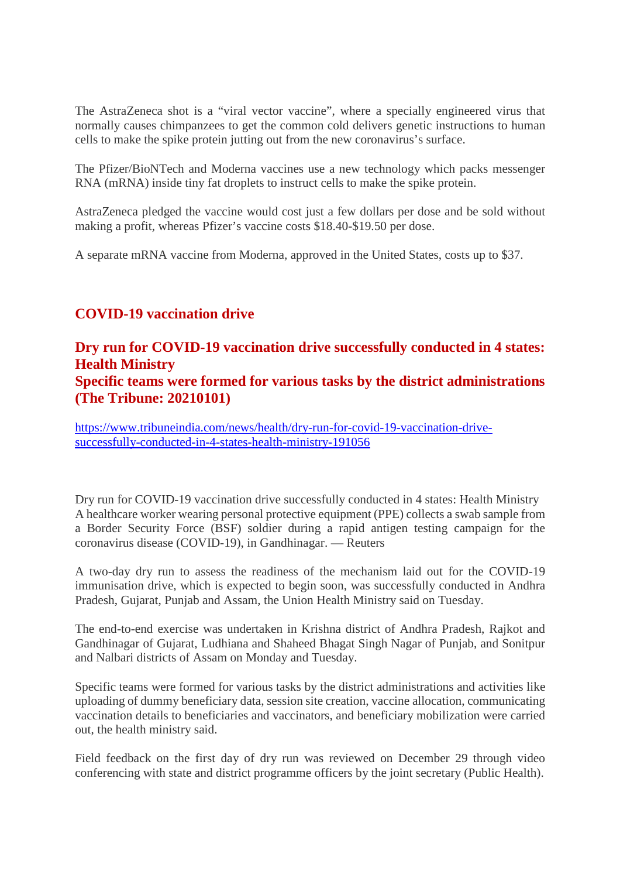The AstraZeneca shot is a “viral vector vaccine”, where a specially engineered virus that normally causes chimpanzees to get the common cold delivers genetic instructions to human cells to make the spike protein jutting out from the new coronavirus’s surface.

The Pfizer/BioNTech and Moderna vaccines use a new technology which packs messenger RNA (mRNA) inside tiny fat droplets to instruct cells to make the spike protein.

AstraZeneca pledged the vaccine would cost just a few dollars per dose and be sold without making a profit, whereas Pfizer’s vaccine costs $18.40-$19.50 per dose.

A separate mRNA vaccine from Moderna, approved in the United States, costs up to $37.

## COVID-19 vaccination drive

### Dry run for COVID-19 vaccination drive successfully conducted in 4 states: Health Ministry
### Specific teams were formed for various tasks by the district administrations (The Tribune: 20210101)

https://www.tribuneindia.com/news/health/dry-run-for-covid-19-vaccination-drive-successfully-conducted-in-4-states-health-ministry-191056

Dry run for COVID-19 vaccination drive successfully conducted in 4 states: Health Ministry
A healthcare worker wearing personal protective equipment (PPE) collects a swab sample from a Border Security Force (BSF) soldier during a rapid antigen testing campaign for the coronavirus disease (COVID-19), in Gandhinagar. — Reuters

A two-day dry run to assess the readiness of the mechanism laid out for the COVID-19 immunisation drive, which is expected to begin soon, was successfully conducted in Andhra Pradesh, Gujarat, Punjab and Assam, the Union Health Ministry said on Tuesday.

The end-to-end exercise was undertaken in Krishna district of Andhra Pradesh, Rajkot and Gandhinagar of Gujarat, Ludhiana and Shaheed Bhagat Singh Nagar of Punjab, and Sonitpur and Nalbari districts of Assam on Monday and Tuesday.

Specific teams were formed for various tasks by the district administrations and activities like uploading of dummy beneficiary data, session site creation, vaccine allocation, communicating vaccination details to beneficiaries and vaccinators, and beneficiary mobilization were carried out, the health ministry said.

Field feedback on the first day of dry run was reviewed on December 29 through video conferencing with state and district programme officers by the joint secretary (Public Health).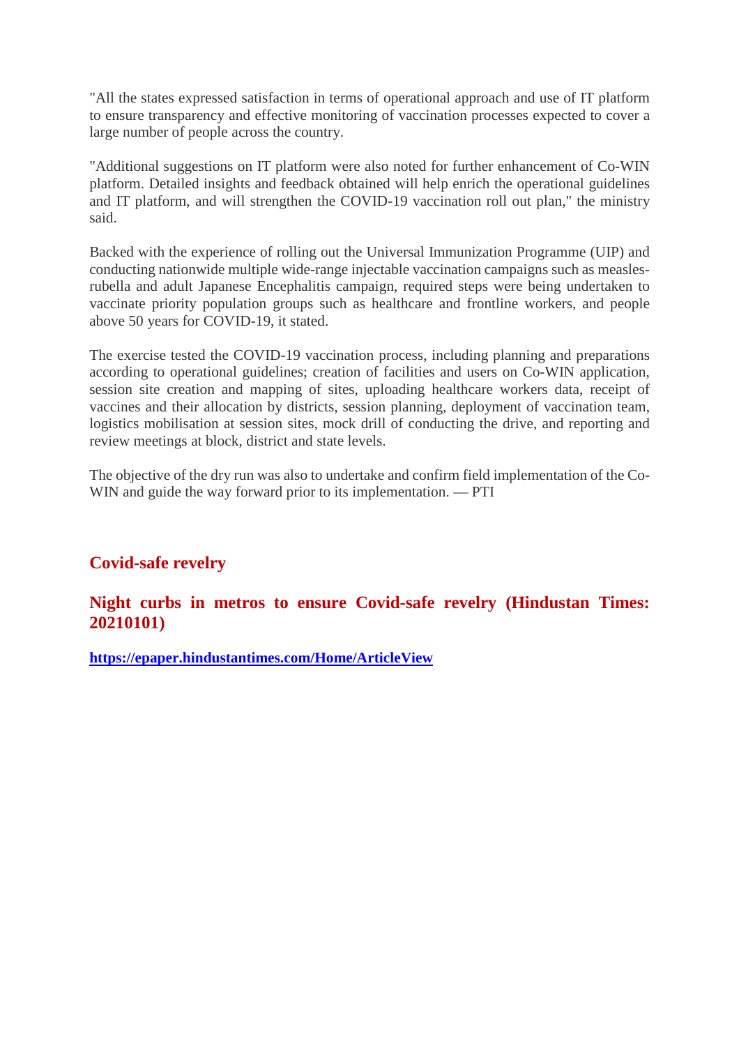"All the states expressed satisfaction in terms of operational approach and use of IT platform to ensure transparency and effective monitoring of vaccination processes expected to cover a large number of people across the country.

"Additional suggestions on IT platform were also noted for further enhancement of Co-WIN platform. Detailed insights and feedback obtained will help enrich the operational guidelines and IT platform, and will strengthen the COVID-19 vaccination roll out plan," the ministry said.

Backed with the experience of rolling out the Universal Immunization Programme (UIP) and conducting nationwide multiple wide-range injectable vaccination campaigns such as measles-rubella and adult Japanese Encephalitis campaign, required steps were being undertaken to vaccinate priority population groups such as healthcare and frontline workers, and people above 50 years for COVID-19, it stated.

The exercise tested the COVID-19 vaccination process, including planning and preparations according to operational guidelines; creation of facilities and users on Co-WIN application, session site creation and mapping of sites, uploading healthcare workers data, receipt of vaccines and their allocation by districts, session planning, deployment of vaccination team, logistics mobilisation at session sites, mock drill of conducting the drive, and reporting and review meetings at block, district and state levels.

The objective of the dry run was also to undertake and confirm field implementation of the Co-WIN and guide the way forward prior to its implementation. — PTI

## Covid-safe revelry

### Night curbs in metros to ensure Covid-safe revelry (Hindustan Times: 20210101)

**https://epaper.hindustantimes.com/Home/ArticleView**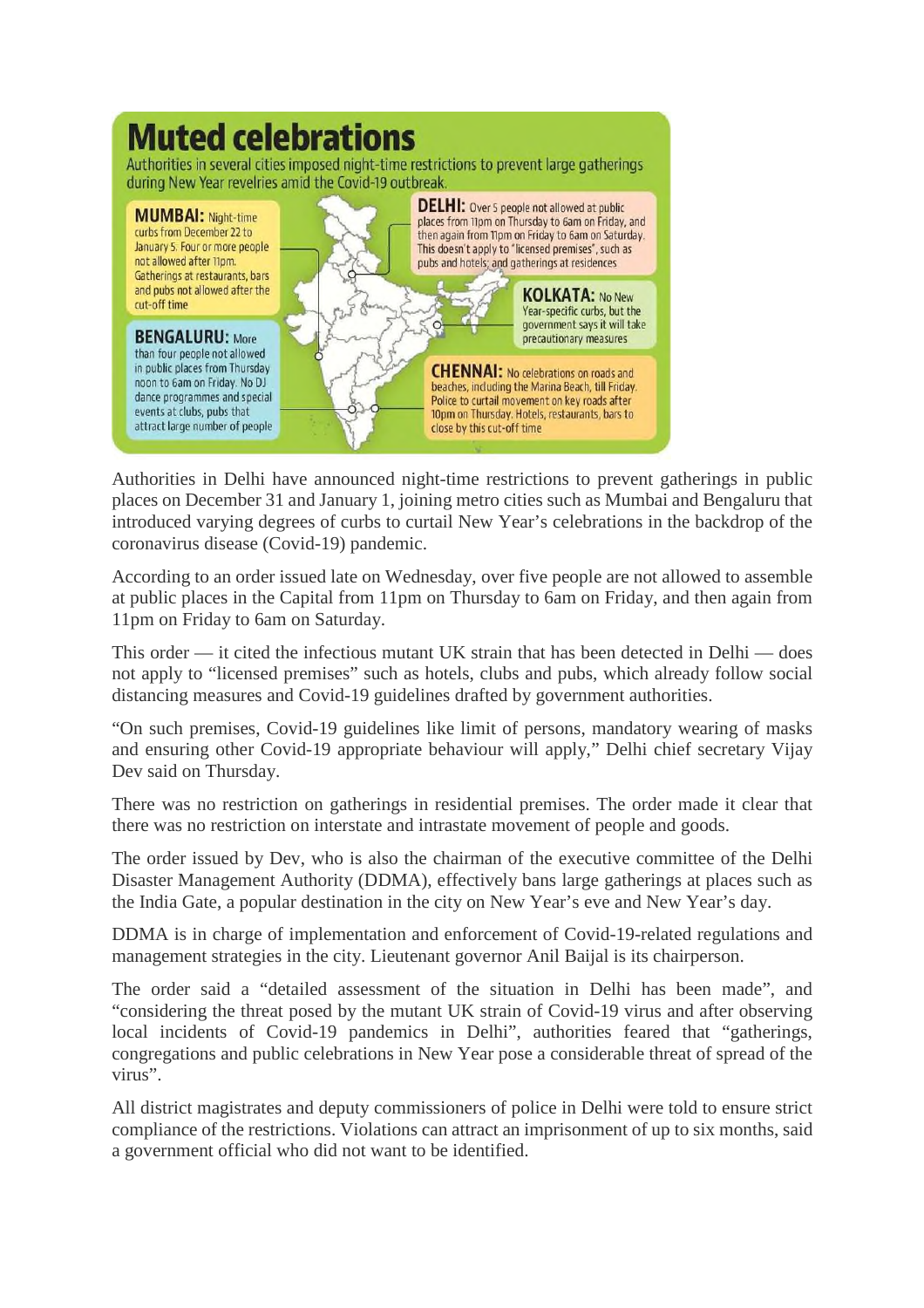# Muted celebrations

Authorities in several cities imposed night-time restrictions to prevent large gatherings during New Year revelries amid the Covid-19 outbreak.

**MUMBAI:** Night-time curbs from December 22 to January 5. Four or more people not allowed after 11pm. Gatherings at restaurants, bars and pubs not allowed after the cut-off time

**BENGALURU:** More than four people not allowed in public places from Thursday noon to 6am on Friday. No DJ dance programmes and special events at clubs, pubs that attract large number of people

**DELHI:** Over 5 people not allowed at public places from 11pm on Thursday to 6am on Friday, and then again from 11pm on Friday to 6am on Saturday. This doesn't apply to "licensed premises", such as pubs and hotels; and gatherings at residences

**KOLKATA:** No New Year-specific curbs, but the government says it will take precautionary measures

**CHENNAI:** No celebrations on roads and beaches, including the Marina Beach, till Friday. Police to curtail movement on key roads after 10pm on Thursday. Hotels, restaurants, bars to close by this cut-off time

Authorities in Delhi have announced night-time restrictions to prevent gatherings in public places on December 31 and January 1, joining metro cities such as Mumbai and Bengaluru that introduced varying degrees of curbs to curtail New Year's celebrations in the backdrop of the coronavirus disease (Covid-19) pandemic.

According to an order issued late on Wednesday, over five people are not allowed to assemble at public places in the Capital from 11pm on Thursday to 6am on Friday, and then again from 11pm on Friday to 6am on Saturday.

This order — it cited the infectious mutant UK strain that has been detected in Delhi — does not apply to "licensed premises" such as hotels, clubs and pubs, which already follow social distancing measures and Covid-19 guidelines drafted by government authorities.

"On such premises, Covid-19 guidelines like limit of persons, mandatory wearing of masks and ensuring other Covid-19 appropriate behaviour will apply," Delhi chief secretary Vijay Dev said on Thursday.

There was no restriction on gatherings in residential premises. The order made it clear that there was no restriction on interstate and intrastate movement of people and goods.

The order issued by Dev, who is also the chairman of the executive committee of the Delhi Disaster Management Authority (DDMA), effectively bans large gatherings at places such as the India Gate, a popular destination in the city on New Year's eve and New Year's day.

DDMA is in charge of implementation and enforcement of Covid-19-related regulations and management strategies in the city. Lieutenant governor Anil Baijal is its chairperson.

The order said a "detailed assessment of the situation in Delhi has been made", and "considering the threat posed by the mutant UK strain of Covid-19 virus and after observing local incidents of Covid-19 pandemics in Delhi", authorities feared that "gatherings, congregations and public celebrations in New Year pose a considerable threat of spread of the virus".

All district magistrates and deputy commissioners of police in Delhi were told to ensure strict compliance of the restrictions. Violations can attract an imprisonment of up to six months, said a government official who did not want to be identified.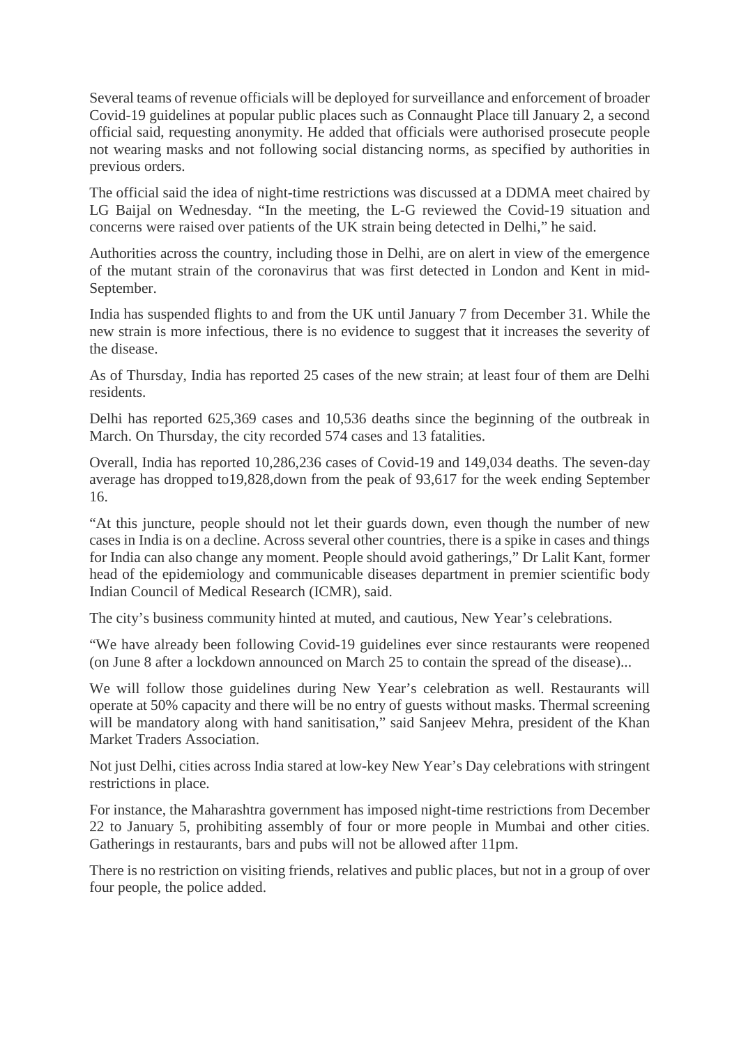Several teams of revenue officials will be deployed for surveillance and enforcement of broader Covid-19 guidelines at popular public places such as Connaught Place till January 2, a second official said, requesting anonymity. He added that officials were authorised prosecute people not wearing masks and not following social distancing norms, as specified by authorities in previous orders.

The official said the idea of night-time restrictions was discussed at a DDMA meet chaired by LG Baijal on Wednesday. "In the meeting, the L-G reviewed the Covid-19 situation and concerns were raised over patients of the UK strain being detected in Delhi," he said.

Authorities across the country, including those in Delhi, are on alert in view of the emergence of the mutant strain of the coronavirus that was first detected in London and Kent in mid-September.

India has suspended flights to and from the UK until January 7 from December 31. While the new strain is more infectious, there is no evidence to suggest that it increases the severity of the disease.

As of Thursday, India has reported 25 cases of the new strain; at least four of them are Delhi residents.

Delhi has reported 625,369 cases and 10,536 deaths since the beginning of the outbreak in March. On Thursday, the city recorded 574 cases and 13 fatalities.

Overall, India has reported 10,286,236 cases of Covid-19 and 149,034 deaths. The seven-day average has dropped to19,828,down from the peak of 93,617 for the week ending September 16.

"At this juncture, people should not let their guards down, even though the number of new cases in India is on a decline. Across several other countries, there is a spike in cases and things for India can also change any moment. People should avoid gatherings," Dr Lalit Kant, former head of the epidemiology and communicable diseases department in premier scientific body Indian Council of Medical Research (ICMR), said.

The city's business community hinted at muted, and cautious, New Year's celebrations.

"We have already been following Covid-19 guidelines ever since restaurants were reopened (on June 8 after a lockdown announced on March 25 to contain the spread of the disease)...

We will follow those guidelines during New Year's celebration as well. Restaurants will operate at 50% capacity and there will be no entry of guests without masks. Thermal screening will be mandatory along with hand sanitisation," said Sanjeev Mehra, president of the Khan Market Traders Association.

Not just Delhi, cities across India stared at low-key New Year's Day celebrations with stringent restrictions in place.

For instance, the Maharashtra government has imposed night-time restrictions from December 22 to January 5, prohibiting assembly of four or more people in Mumbai and other cities. Gatherings in restaurants, bars and pubs will not be allowed after 11pm.

There is no restriction on visiting friends, relatives and public places, but not in a group of over four people, the police added.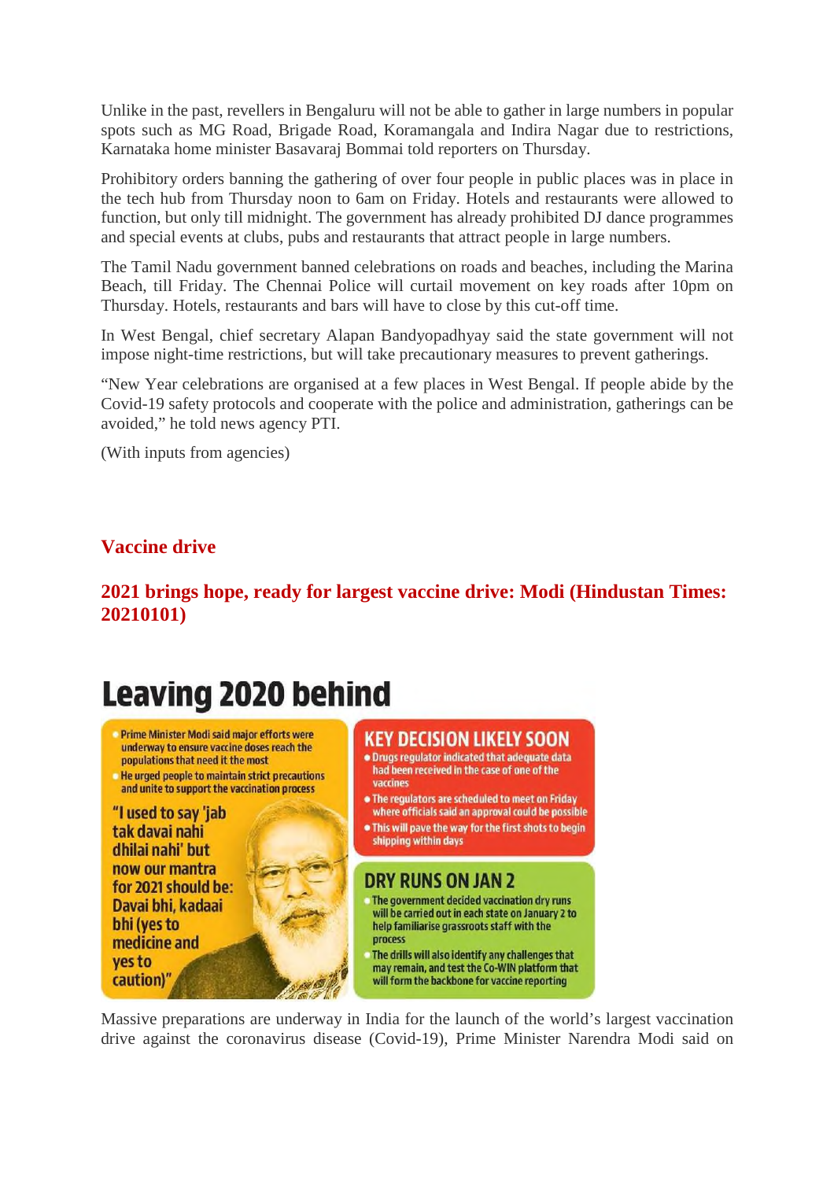Unlike in the past, revellers in Bengaluru will not be able to gather in large numbers in popular spots such as MG Road, Brigade Road, Koramangala and Indira Nagar due to restrictions, Karnataka home minister Basavaraj Bommai told reporters on Thursday.

Prohibitory orders banning the gathering of over four people in public places was in place in the tech hub from Thursday noon to 6am on Friday. Hotels and restaurants were allowed to function, but only till midnight. The government has already prohibited DJ dance programmes and special events at clubs, pubs and restaurants that attract people in large numbers.

The Tamil Nadu government banned celebrations on roads and beaches, including the Marina Beach, till Friday. The Chennai Police will curtail movement on key roads after 10pm on Thursday. Hotels, restaurants and bars will have to close by this cut-off time.

In West Bengal, chief secretary Alapan Bandyopadhyay said the state government will not impose night-time restrictions, but will take precautionary measures to prevent gatherings.

"New Year celebrations are organised at a few places in West Bengal. If people abide by the Covid-19 safety protocols and cooperate with the police and administration, gatherings can be avoided," he told news agency PTI.

(With inputs from agencies)

## Vaccine drive

## 2021 brings hope, ready for largest vaccine drive: Modi (Hindustan Times: 20210101)

# Leaving 2020 behind

- Prime Minister Modi said major efforts were underway to ensure vaccine doses reach the populations that need it the most
- He urged people to maintain strict precautions and unite to support the vaccination process

"I used to say 'jab tak davai nahi dhilai nahi' but now our mantra for 2021 should be: Davai bhi, kadaai bhi (yes to medicine and yes to caution)"

**KEY DECISION LIKELY SOON**

- Drugs regulator indicated that adequate data had been received in the case of one of the vaccines
- The regulators are scheduled to meet on Friday where officials said an approval could be possible
- This will pave the way for the first shots to begin shipping within days

**DRY RUNS ON JAN 2**

- The government decided vaccination dry runs will be carried out in each state on January 2 to help familiarise grassroots staff with the process
- The drills will also identify any challenges that may remain, and test the Co-WIN platform that will form the backbone for vaccine reporting

Massive preparations are underway in India for the launch of the world's largest vaccination drive against the coronavirus disease (Covid-19), Prime Minister Narendra Modi said on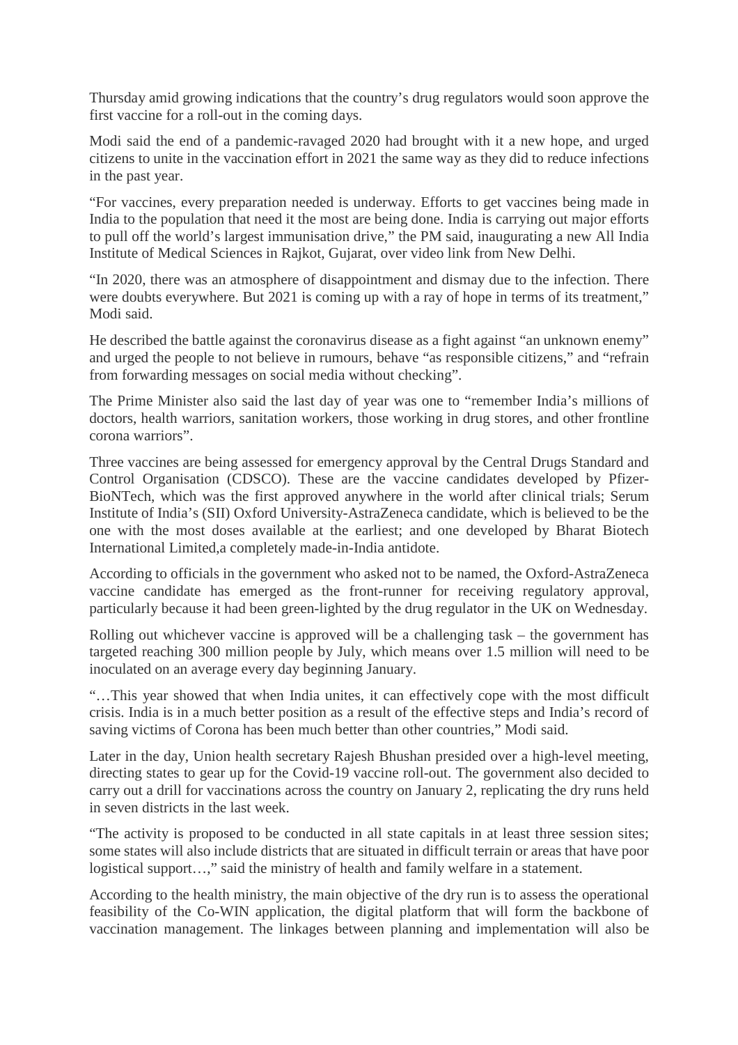Thursday amid growing indications that the country's drug regulators would soon approve the first vaccine for a roll-out in the coming days.

Modi said the end of a pandemic-ravaged 2020 had brought with it a new hope, and urged citizens to unite in the vaccination effort in 2021 the same way as they did to reduce infections in the past year.

"For vaccines, every preparation needed is underway. Efforts to get vaccines being made in India to the population that need it the most are being done. India is carrying out major efforts to pull off the world's largest immunisation drive," the PM said, inaugurating a new All India Institute of Medical Sciences in Rajkot, Gujarat, over video link from New Delhi.

"In 2020, there was an atmosphere of disappointment and dismay due to the infection. There were doubts everywhere. But 2021 is coming up with a ray of hope in terms of its treatment," Modi said.

He described the battle against the coronavirus disease as a fight against "an unknown enemy" and urged the people to not believe in rumours, behave "as responsible citizens," and "refrain from forwarding messages on social media without checking".

The Prime Minister also said the last day of year was one to "remember India's millions of doctors, health warriors, sanitation workers, those working in drug stores, and other frontline corona warriors".

Three vaccines are being assessed for emergency approval by the Central Drugs Standard and Control Organisation (CDSCO). These are the vaccine candidates developed by Pfizer-BioNTech, which was the first approved anywhere in the world after clinical trials; Serum Institute of India's (SII) Oxford University-AstraZeneca candidate, which is believed to be the one with the most doses available at the earliest; and one developed by Bharat Biotech International Limited,a completely made-in-India antidote.

According to officials in the government who asked not to be named, the Oxford-AstraZeneca vaccine candidate has emerged as the front-runner for receiving regulatory approval, particularly because it had been green-lighted by the drug regulator in the UK on Wednesday.

Rolling out whichever vaccine is approved will be a challenging task – the government has targeted reaching 300 million people by July, which means over 1.5 million will need to be inoculated on an average every day beginning January.

"…This year showed that when India unites, it can effectively cope with the most difficult crisis. India is in a much better position as a result of the effective steps and India's record of saving victims of Corona has been much better than other countries," Modi said.

Later in the day, Union health secretary Rajesh Bhushan presided over a high-level meeting, directing states to gear up for the Covid-19 vaccine roll-out. The government also decided to carry out a drill for vaccinations across the country on January 2, replicating the dry runs held in seven districts in the last week.

"The activity is proposed to be conducted in all state capitals in at least three session sites; some states will also include districts that are situated in difficult terrain or areas that have poor logistical support…," said the ministry of health and family welfare in a statement.

According to the health ministry, the main objective of the dry run is to assess the operational feasibility of the Co-WIN application, the digital platform that will form the backbone of vaccination management. The linkages between planning and implementation will also be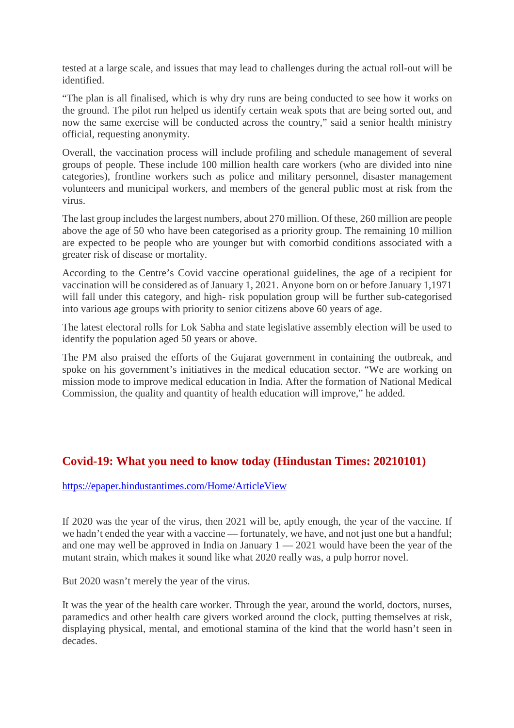tested at a large scale, and issues that may lead to challenges during the actual roll-out will be identified.

“The plan is all finalised, which is why dry runs are being conducted to see how it works on the ground. The pilot run helped us identify certain weak spots that are being sorted out, and now the same exercise will be conducted across the country,” said a senior health ministry official, requesting anonymity.

Overall, the vaccination process will include profiling and schedule management of several groups of people. These include 100 million health care workers (who are divided into nine categories), frontline workers such as police and military personnel, disaster management volunteers and municipal workers, and members of the general public most at risk from the virus.

The last group includes the largest numbers, about 270 million. Of these, 260 million are people above the age of 50 who have been categorised as a priority group. The remaining 10 million are expected to be people who are younger but with comorbid conditions associated with a greater risk of disease or mortality.

According to the Centre’s Covid vaccine operational guidelines, the age of a recipient for vaccination will be considered as of January 1, 2021. Anyone born on or before January 1,1971 will fall under this category, and high- risk population group will be further sub-categorised into various age groups with priority to senior citizens above 60 years of age.

The latest electoral rolls for Lok Sabha and state legislative assembly election will be used to identify the population aged 50 years or above.

The PM also praised the efforts of the Gujarat government in containing the outbreak, and spoke on his government’s initiatives in the medical education sector. “We are working on mission mode to improve medical education in India. After the formation of National Medical Commission, the quality and quantity of health education will improve,” he added.

## Covid-19: What you need to know today (Hindustan Times: 20210101)

https://epaper.hindustantimes.com/Home/ArticleView

If 2020 was the year of the virus, then 2021 will be, aptly enough, the year of the vaccine. If we hadn’t ended the year with a vaccine — fortunately, we have, and not just one but a handful; and one may well be approved in India on January 1 — 2021 would have been the year of the mutant strain, which makes it sound like what 2020 really was, a pulp horror novel.

But 2020 wasn’t merely the year of the virus.

It was the year of the health care worker. Through the year, around the world, doctors, nurses, paramedics and other health care givers worked around the clock, putting themselves at risk, displaying physical, mental, and emotional stamina of the kind that the world hasn’t seen in decades.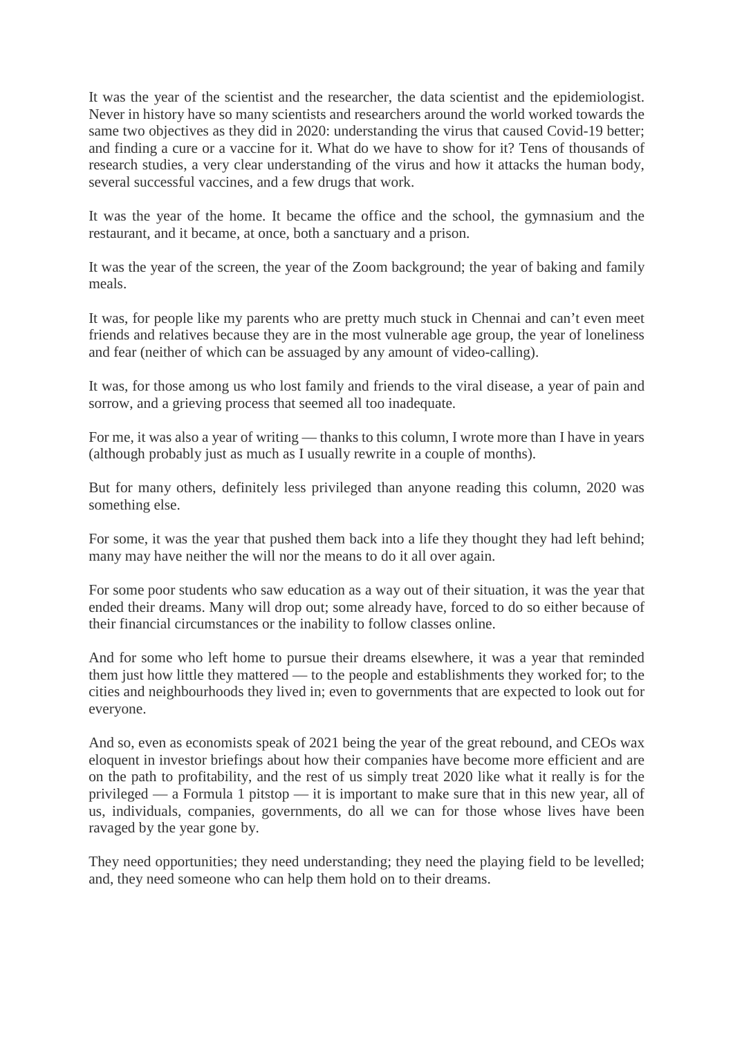It was the year of the scientist and the researcher, the data scientist and the epidemiologist. Never in history have so many scientists and researchers around the world worked towards the same two objectives as they did in 2020: understanding the virus that caused Covid-19 better; and finding a cure or a vaccine for it. What do we have to show for it? Tens of thousands of research studies, a very clear understanding of the virus and how it attacks the human body, several successful vaccines, and a few drugs that work.

It was the year of the home. It became the office and the school, the gymnasium and the restaurant, and it became, at once, both a sanctuary and a prison.

It was the year of the screen, the year of the Zoom background; the year of baking and family meals.

It was, for people like my parents who are pretty much stuck in Chennai and can't even meet friends and relatives because they are in the most vulnerable age group, the year of loneliness and fear (neither of which can be assuaged by any amount of video-calling).

It was, for those among us who lost family and friends to the viral disease, a year of pain and sorrow, and a grieving process that seemed all too inadequate.

For me, it was also a year of writing — thanks to this column, I wrote more than I have in years (although probably just as much as I usually rewrite in a couple of months).

But for many others, definitely less privileged than anyone reading this column, 2020 was something else.

For some, it was the year that pushed them back into a life they thought they had left behind; many may have neither the will nor the means to do it all over again.

For some poor students who saw education as a way out of their situation, it was the year that ended their dreams. Many will drop out; some already have, forced to do so either because of their financial circumstances or the inability to follow classes online.

And for some who left home to pursue their dreams elsewhere, it was a year that reminded them just how little they mattered — to the people and establishments they worked for; to the cities and neighbourhoods they lived in; even to governments that are expected to look out for everyone.

And so, even as economists speak of 2021 being the year of the great rebound, and CEOs wax eloquent in investor briefings about how their companies have become more efficient and are on the path to profitability, and the rest of us simply treat 2020 like what it really is for the privileged — a Formula 1 pitstop — it is important to make sure that in this new year, all of us, individuals, companies, governments, do all we can for those whose lives have been ravaged by the year gone by.

They need opportunities; they need understanding; they need the playing field to be levelled; and, they need someone who can help them hold on to their dreams.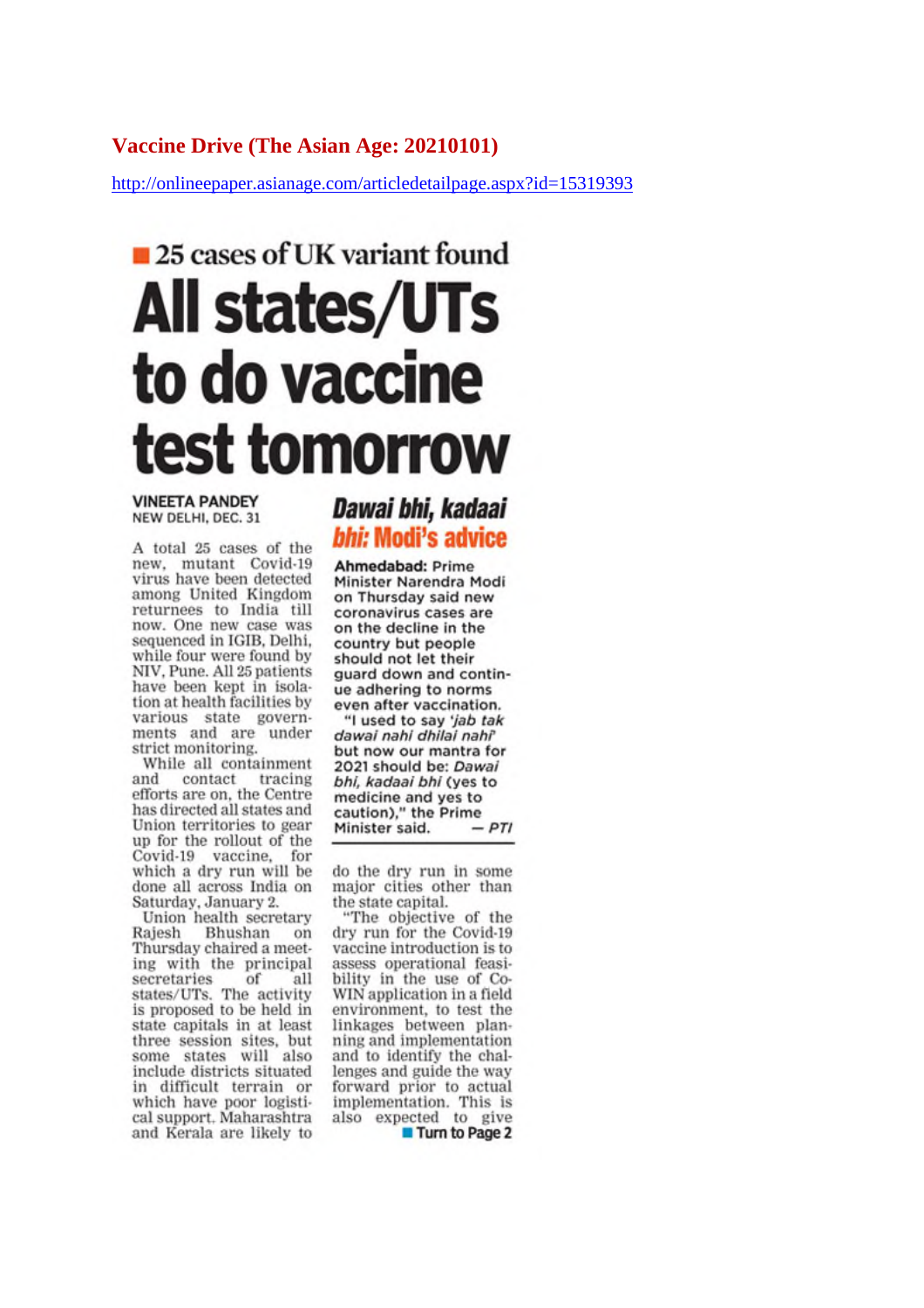## Vaccine Drive (The Asian Age: 20210101)

http://onlineepaper.asianage.com/articledetailpage.aspx?id=15319393

### 25 cases of UK variant found

# All states/UTs to do vaccine test tomorrow

**VINEETA PANDEY**
NEW DELHI, DEC. 31

A total 25 cases of the new, mutant Covid-19 virus have been detected among United Kingdom returnees to India till now. One new case was sequenced in IGIB, Delhi, while four were found by NIV, Pune. All 25 patients have been kept in isolation at health facilities by various state governments and are under strict monitoring.

While all containment and contact tracing efforts are on, the Centre has directed all states and Union territories to gear up for the rollout of the Covid-19 vaccine, for which a dry run will be done all across India on Saturday, January 2.

Union health secretary Rajesh Bhushan on Thursday chaired a meeting with the principal secretaries of all states/UTs. The activity is proposed to be held in state capitals in at least three session sites, but some states will also include districts situated in difficult terrain or which have poor logistical support. Maharashtra and Kerala are likely to do the dry run in some major cities other than the state capital.

"The objective of the dry run for the Covid-19 vaccine introduction is to assess operational feasibility in the use of Co-WIN application in a field environment, to test the linkages between planning and implementation and to identify the challenges and guide the way forward prior to actual implementation. This is also expected to give

**Turn to Page 2**

## *Dawai bhi, kadaai bhi:* Modi's advice

**Ahmedabad:** Prime Minister Narendra Modi on Thursday said new coronavirus cases are on the decline in the country but people should not let their guard down and continue adhering to norms even after vaccination.

"I used to say *'jab tak dawai nahi dhilai nahi'* but now our mantra for 2021 should be: *Dawai bhi, kadaai bhi* (yes to medicine and yes to caution)," the Prime Minister said. *— PTI*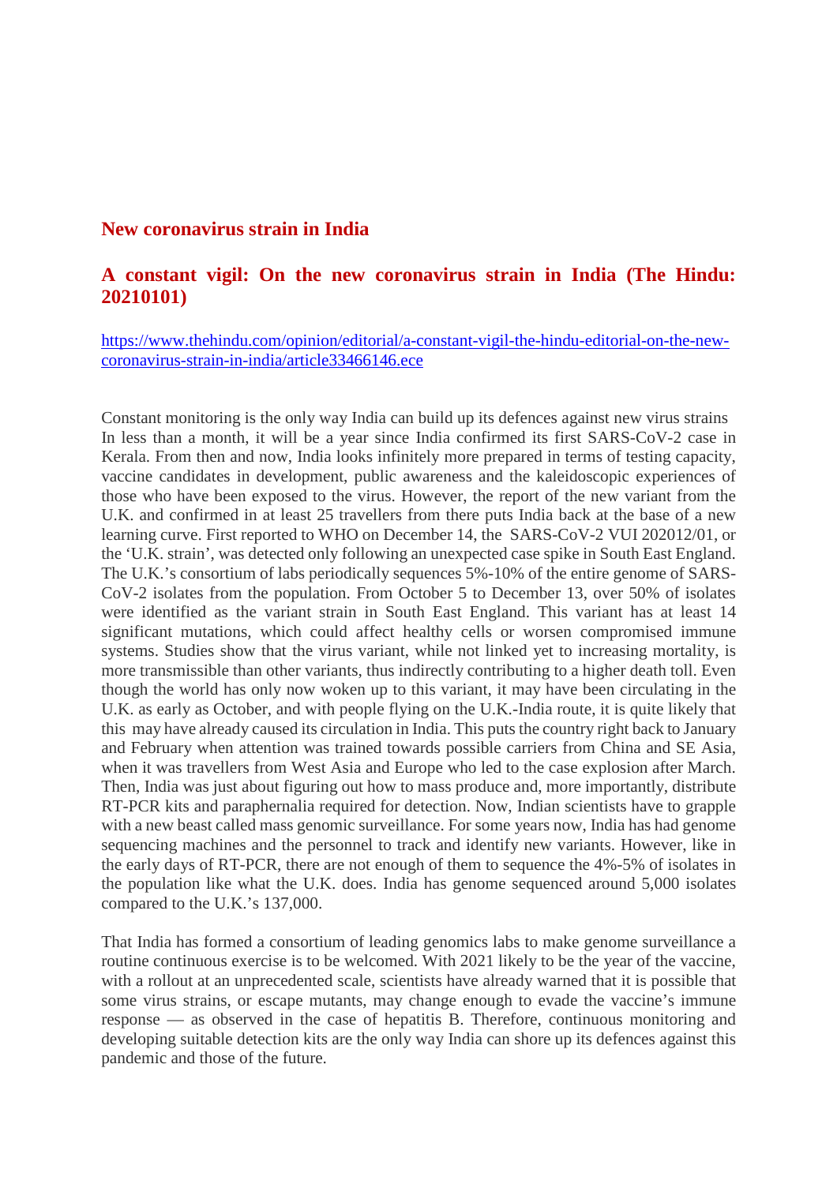## New coronavirus strain in India

### A constant vigil: On the new coronavirus strain in India (The Hindu: 20210101)

[https://www.thehindu.com/opinion/editorial/a-constant-vigil-the-hindu-editorial-on-the-new-coronavirus-strain-in-india/article33466146.ece](https://www.thehindu.com/opinion/editorial/a-constant-vigil-the-hindu-editorial-on-the-new-coronavirus-strain-in-india/article33466146.ece)

Constant monitoring is the only way India can build up its defences against new virus strains In less than a month, it will be a year since India confirmed its first SARS-CoV-2 case in Kerala. From then and now, India looks infinitely more prepared in terms of testing capacity, vaccine candidates in development, public awareness and the kaleidoscopic experiences of those who have been exposed to the virus. However, the report of the new variant from the U.K. and confirmed in at least 25 travellers from there puts India back at the base of a new learning curve. First reported to WHO on December 14, the SARS-CoV-2 VUI 202012/01, or the 'U.K. strain', was detected only following an unexpected case spike in South East England. The U.K.'s consortium of labs periodically sequences 5%-10% of the entire genome of SARS-CoV-2 isolates from the population. From October 5 to December 13, over 50% of isolates were identified as the variant strain in South East England. This variant has at least 14 significant mutations, which could affect healthy cells or worsen compromised immune systems. Studies show that the virus variant, while not linked yet to increasing mortality, is more transmissible than other variants, thus indirectly contributing to a higher death toll. Even though the world has only now woken up to this variant, it may have been circulating in the U.K. as early as October, and with people flying on the U.K.-India route, it is quite likely that this may have already caused its circulation in India. This puts the country right back to January and February when attention was trained towards possible carriers from China and SE Asia, when it was travellers from West Asia and Europe who led to the case explosion after March. Then, India was just about figuring out how to mass produce and, more importantly, distribute RT-PCR kits and paraphernalia required for detection. Now, Indian scientists have to grapple with a new beast called mass genomic surveillance. For some years now, India has had genome sequencing machines and the personnel to track and identify new variants. However, like in the early days of RT-PCR, there are not enough of them to sequence the 4%-5% of isolates in the population like what the U.K. does. India has genome sequenced around 5,000 isolates compared to the U.K.'s 137,000.

That India has formed a consortium of leading genomics labs to make genome surveillance a routine continuous exercise is to be welcomed. With 2021 likely to be the year of the vaccine, with a rollout at an unprecedented scale, scientists have already warned that it is possible that some virus strains, or escape mutants, may change enough to evade the vaccine's immune response — as observed in the case of hepatitis B. Therefore, continuous monitoring and developing suitable detection kits are the only way India can shore up its defences against this pandemic and those of the future.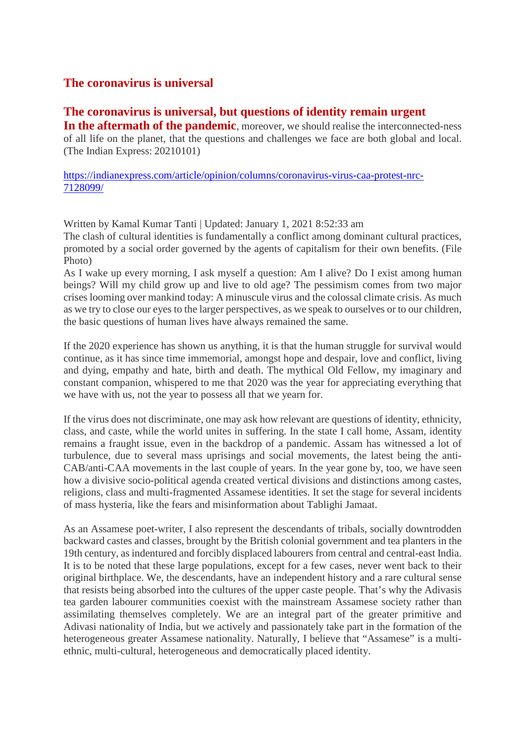## The coronavirus is universal

## The coronavirus is universal, but questions of identity remain urgent

**In the aftermath of the pandemic**, moreover, we should realise the interconnected-ness of all life on the planet, that the questions and challenges we face are both global and local. (The Indian Express: 20210101)

https://indianexpress.com/article/opinion/columns/coronavirus-virus-caa-protest-nrc-7128099/

Written by Kamal Kumar Tanti | Updated: January 1, 2021 8:52:33 am

The clash of cultural identities is fundamentally a conflict among dominant cultural practices, promoted by a social order governed by the agents of capitalism for their own benefits. (File Photo)

As I wake up every morning, I ask myself a question: Am I alive? Do I exist among human beings? Will my child grow up and live to old age? The pessimism comes from two major crises looming over mankind today: A minuscule virus and the colossal climate crisis. As much as we try to close our eyes to the larger perspectives, as we speak to ourselves or to our children, the basic questions of human lives have always remained the same.

If the 2020 experience has shown us anything, it is that the human struggle for survival would continue, as it has since time immemorial, amongst hope and despair, love and conflict, living and dying, empathy and hate, birth and death. The mythical Old Fellow, my imaginary and constant companion, whispered to me that 2020 was the year for appreciating everything that we have with us, not the year to possess all that we yearn for.

If the virus does not discriminate, one may ask how relevant are questions of identity, ethnicity, class, and caste, while the world unites in suffering. In the state I call home, Assam, identity remains a fraught issue, even in the backdrop of a pandemic. Assam has witnessed a lot of turbulence, due to several mass uprisings and social movements, the latest being the anti-CAB/anti-CAA movements in the last couple of years. In the year gone by, too, we have seen how a divisive socio-political agenda created vertical divisions and distinctions among castes, religions, class and multi-fragmented Assamese identities. It set the stage for several incidents of mass hysteria, like the fears and misinformation about Tablighi Jamaat.

As an Assamese poet-writer, I also represent the descendants of tribals, socially downtrodden backward castes and classes, brought by the British colonial government and tea planters in the 19th century, as indentured and forcibly displaced labourers from central and central-east India. It is to be noted that these large populations, except for a few cases, never went back to their original birthplace. We, the descendants, have an independent history and a rare cultural sense that resists being absorbed into the cultures of the upper caste people. That's why the Adivasis tea garden labourer communities coexist with the mainstream Assamese society rather than assimilating themselves completely. We are an integral part of the greater primitive and Adivasi nationality of India, but we actively and passionately take part in the formation of the heterogeneous greater Assamese nationality. Naturally, I believe that "Assamese" is a multi-ethnic, multi-cultural, heterogeneous and democratically placed identity.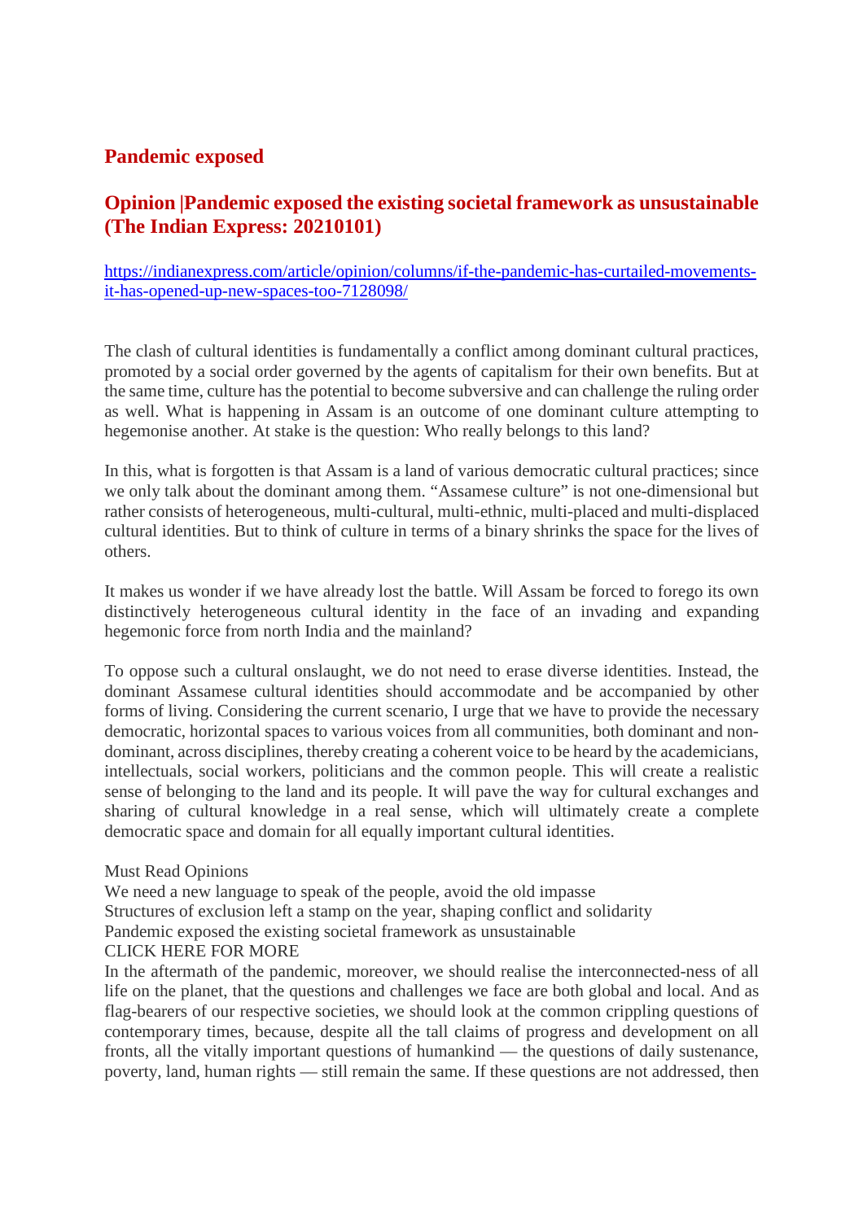## Pandemic exposed

## Opinion |Pandemic exposed the existing societal framework as unsustainable (The Indian Express: 20210101)

https://indianexpress.com/article/opinion/columns/if-the-pandemic-has-curtailed-movements-it-has-opened-up-new-spaces-too-7128098/

The clash of cultural identities is fundamentally a conflict among dominant cultural practices, promoted by a social order governed by the agents of capitalism for their own benefits. But at the same time, culture has the potential to become subversive and can challenge the ruling order as well. What is happening in Assam is an outcome of one dominant culture attempting to hegemonise another. At stake is the question: Who really belongs to this land?

In this, what is forgotten is that Assam is a land of various democratic cultural practices; since we only talk about the dominant among them. "Assamese culture" is not one-dimensional but rather consists of heterogeneous, multi-cultural, multi-ethnic, multi-placed and multi-displaced cultural identities. But to think of culture in terms of a binary shrinks the space for the lives of others.

It makes us wonder if we have already lost the battle. Will Assam be forced to forego its own distinctively heterogeneous cultural identity in the face of an invading and expanding hegemonic force from north India and the mainland?

To oppose such a cultural onslaught, we do not need to erase diverse identities. Instead, the dominant Assamese cultural identities should accommodate and be accompanied by other forms of living. Considering the current scenario, I urge that we have to provide the necessary democratic, horizontal spaces to various voices from all communities, both dominant and non-dominant, across disciplines, thereby creating a coherent voice to be heard by the academicians, intellectuals, social workers, politicians and the common people. This will create a realistic sense of belonging to the land and its people. It will pave the way for cultural exchanges and sharing of cultural knowledge in a real sense, which will ultimately create a complete democratic space and domain for all equally important cultural identities.

Must Read Opinions
We need a new language to speak of the people, avoid the old impasse
Structures of exclusion left a stamp on the year, shaping conflict and solidarity
Pandemic exposed the existing societal framework as unsustainable
CLICK HERE FOR MORE
In the aftermath of the pandemic, moreover, we should realise the interconnected-ness of all life on the planet, that the questions and challenges we face are both global and local. And as flag-bearers of our respective societies, we should look at the common crippling questions of contemporary times, because, despite all the tall claims of progress and development on all fronts, all the vitally important questions of humankind — the questions of daily sustenance, poverty, land, human rights — still remain the same. If these questions are not addressed, then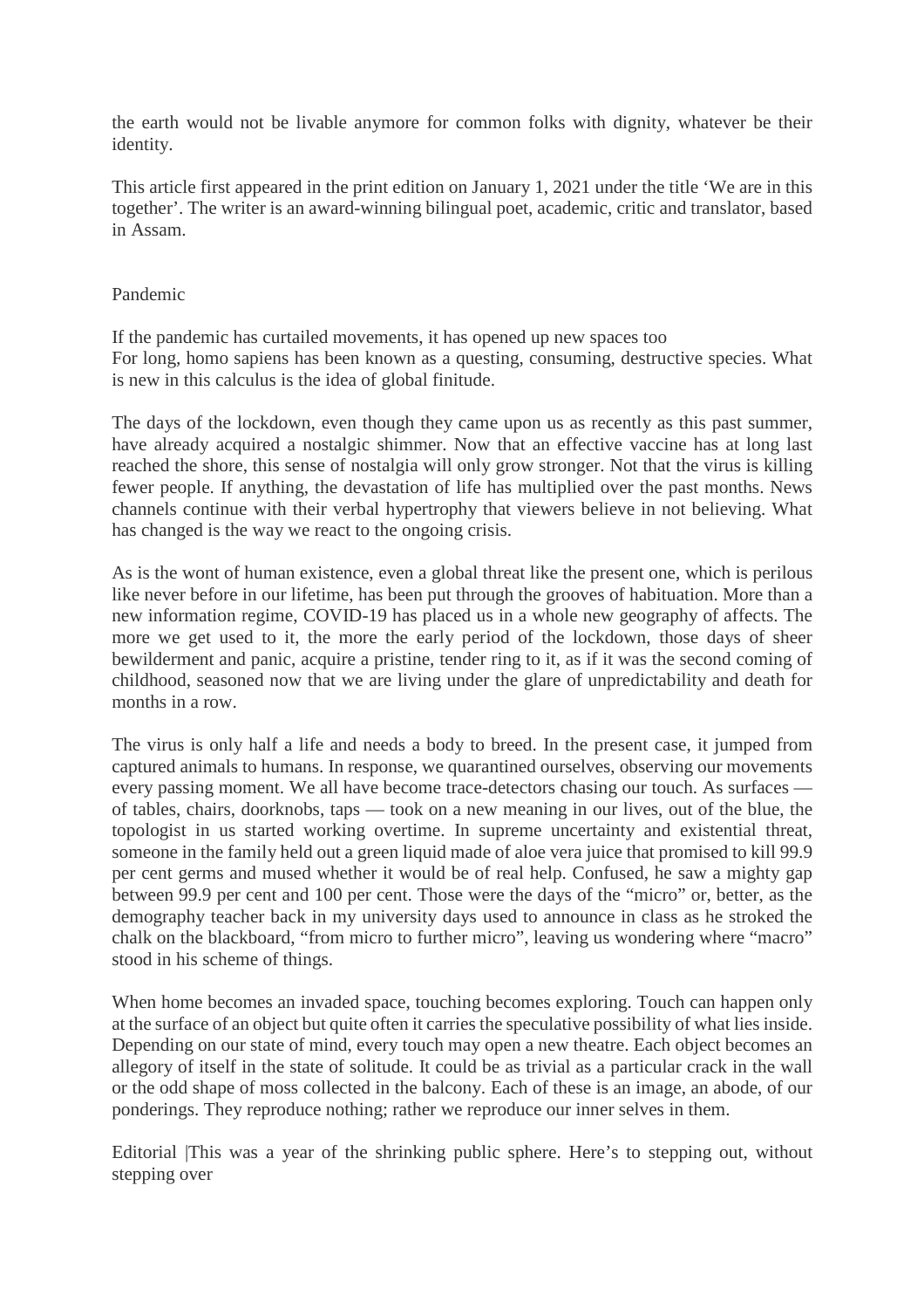the earth would not be livable anymore for common folks with dignity, whatever be their identity.

This article first appeared in the print edition on January 1, 2021 under the title 'We are in this together'. The writer is an award-winning bilingual poet, academic, critic and translator, based in Assam.

Pandemic

If the pandemic has curtailed movements, it has opened up new spaces too
For long, homo sapiens has been known as a questing, consuming, destructive species. What is new in this calculus is the idea of global finitude.

The days of the lockdown, even though they came upon us as recently as this past summer, have already acquired a nostalgic shimmer. Now that an effective vaccine has at long last reached the shore, this sense of nostalgia will only grow stronger. Not that the virus is killing fewer people. If anything, the devastation of life has multiplied over the past months. News channels continue with their verbal hypertrophy that viewers believe in not believing. What has changed is the way we react to the ongoing crisis.

As is the wont of human existence, even a global threat like the present one, which is perilous like never before in our lifetime, has been put through the grooves of habituation. More than a new information regime, COVID-19 has placed us in a whole new geography of affects. The more we get used to it, the more the early period of the lockdown, those days of sheer bewilderment and panic, acquire a pristine, tender ring to it, as if it was the second coming of childhood, seasoned now that we are living under the glare of unpredictability and death for months in a row.

The virus is only half a life and needs a body to breed. In the present case, it jumped from captured animals to humans. In response, we quarantined ourselves, observing our movements every passing moment. We all have become trace-detectors chasing our touch. As surfaces — of tables, chairs, doorknobs, taps — took on a new meaning in our lives, out of the blue, the topologist in us started working overtime. In supreme uncertainty and existential threat, someone in the family held out a green liquid made of aloe vera juice that promised to kill 99.9 per cent germs and mused whether it would be of real help. Confused, he saw a mighty gap between 99.9 per cent and 100 per cent. Those were the days of the "micro" or, better, as the demography teacher back in my university days used to announce in class as he stroked the chalk on the blackboard, "from micro to further micro", leaving us wondering where "macro" stood in his scheme of things.

When home becomes an invaded space, touching becomes exploring. Touch can happen only at the surface of an object but quite often it carries the speculative possibility of what lies inside. Depending on our state of mind, every touch may open a new theatre. Each object becomes an allegory of itself in the state of solitude. It could be as trivial as a particular crack in the wall or the odd shape of moss collected in the balcony. Each of these is an image, an abode, of our ponderings. They reproduce nothing; rather we reproduce our inner selves in them.

Editorial |This was a year of the shrinking public sphere. Here's to stepping out, without stepping over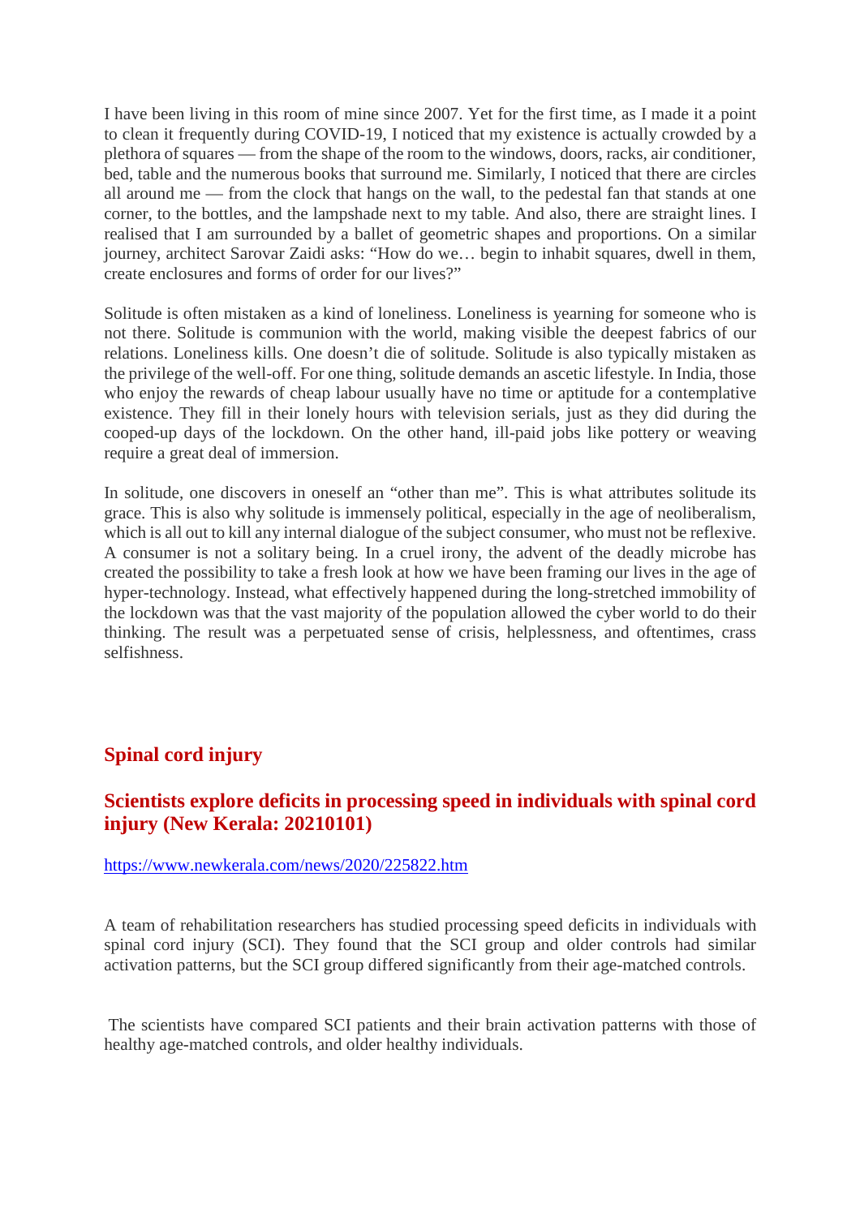I have been living in this room of mine since 2007. Yet for the first time, as I made it a point to clean it frequently during COVID-19, I noticed that my existence is actually crowded by a plethora of squares — from the shape of the room to the windows, doors, racks, air conditioner, bed, table and the numerous books that surround me. Similarly, I noticed that there are circles all around me — from the clock that hangs on the wall, to the pedestal fan that stands at one corner, to the bottles, and the lampshade next to my table. And also, there are straight lines. I realised that I am surrounded by a ballet of geometric shapes and proportions. On a similar journey, architect Sarovar Zaidi asks: "How do we… begin to inhabit squares, dwell in them, create enclosures and forms of order for our lives?"

Solitude is often mistaken as a kind of loneliness. Loneliness is yearning for someone who is not there. Solitude is communion with the world, making visible the deepest fabrics of our relations. Loneliness kills. One doesn't die of solitude. Solitude is also typically mistaken as the privilege of the well-off. For one thing, solitude demands an ascetic lifestyle. In India, those who enjoy the rewards of cheap labour usually have no time or aptitude for a contemplative existence. They fill in their lonely hours with television serials, just as they did during the cooped-up days of the lockdown. On the other hand, ill-paid jobs like pottery or weaving require a great deal of immersion.

In solitude, one discovers in oneself an "other than me". This is what attributes solitude its grace. This is also why solitude is immensely political, especially in the age of neoliberalism, which is all out to kill any internal dialogue of the subject consumer, who must not be reflexive. A consumer is not a solitary being. In a cruel irony, the advent of the deadly microbe has created the possibility to take a fresh look at how we have been framing our lives in the age of hyper-technology. Instead, what effectively happened during the long-stretched immobility of the lockdown was that the vast majority of the population allowed the cyber world to do their thinking. The result was a perpetuated sense of crisis, helplessness, and oftentimes, crass selfishness.

## Spinal cord injury

### Scientists explore deficits in processing speed in individuals with spinal cord injury (New Kerala: 20210101)

https://www.newkerala.com/news/2020/225822.htm

A team of rehabilitation researchers has studied processing speed deficits in individuals with spinal cord injury (SCI). They found that the SCI group and older controls had similar activation patterns, but the SCI group differed significantly from their age-matched controls.

The scientists have compared SCI patients and their brain activation patterns with those of healthy age-matched controls, and older healthy individuals.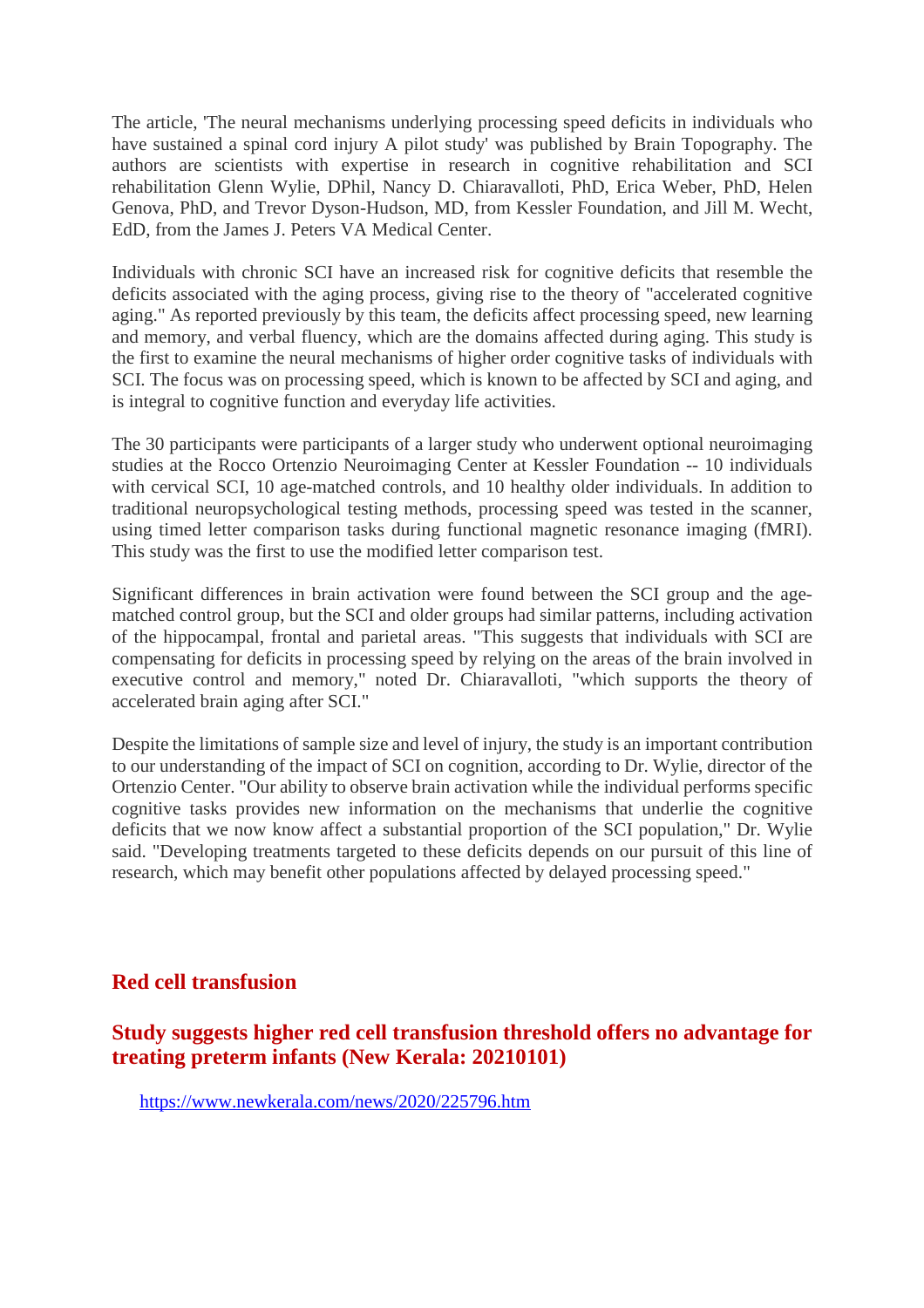The article, 'The neural mechanisms underlying processing speed deficits in individuals who have sustained a spinal cord injury A pilot study' was published by Brain Topography. The authors are scientists with expertise in research in cognitive rehabilitation and SCI rehabilitation Glenn Wylie, DPhil, Nancy D. Chiaravalloti, PhD, Erica Weber, PhD, Helen Genova, PhD, and Trevor Dyson-Hudson, MD, from Kessler Foundation, and Jill M. Wecht, EdD, from the James J. Peters VA Medical Center.

Individuals with chronic SCI have an increased risk for cognitive deficits that resemble the deficits associated with the aging process, giving rise to the theory of "accelerated cognitive aging." As reported previously by this team, the deficits affect processing speed, new learning and memory, and verbal fluency, which are the domains affected during aging. This study is the first to examine the neural mechanisms of higher order cognitive tasks of individuals with SCI. The focus was on processing speed, which is known to be affected by SCI and aging, and is integral to cognitive function and everyday life activities.

The 30 participants were participants of a larger study who underwent optional neuroimaging studies at the Rocco Ortenzio Neuroimaging Center at Kessler Foundation -- 10 individuals with cervical SCI, 10 age-matched controls, and 10 healthy older individuals. In addition to traditional neuropsychological testing methods, processing speed was tested in the scanner, using timed letter comparison tasks during functional magnetic resonance imaging (fMRI). This study was the first to use the modified letter comparison test.

Significant differences in brain activation were found between the SCI group and the age-matched control group, but the SCI and older groups had similar patterns, including activation of the hippocampal, frontal and parietal areas. "This suggests that individuals with SCI are compensating for deficits in processing speed by relying on the areas of the brain involved in executive control and memory," noted Dr. Chiaravalloti, "which supports the theory of accelerated brain aging after SCI."

Despite the limitations of sample size and level of injury, the study is an important contribution to our understanding of the impact of SCI on cognition, according to Dr. Wylie, director of the Ortenzio Center. "Our ability to observe brain activation while the individual performs specific cognitive tasks provides new information on the mechanisms that underlie the cognitive deficits that we now know affect a substantial proportion of the SCI population," Dr. Wylie said. "Developing treatments targeted to these deficits depends on our pursuit of this line of research, which may benefit other populations affected by delayed processing speed."

## Red cell transfusion

### Study suggests higher red cell transfusion threshold offers no advantage for treating preterm infants (New Kerala: 20210101)

https://www.newkerala.com/news/2020/225796.htm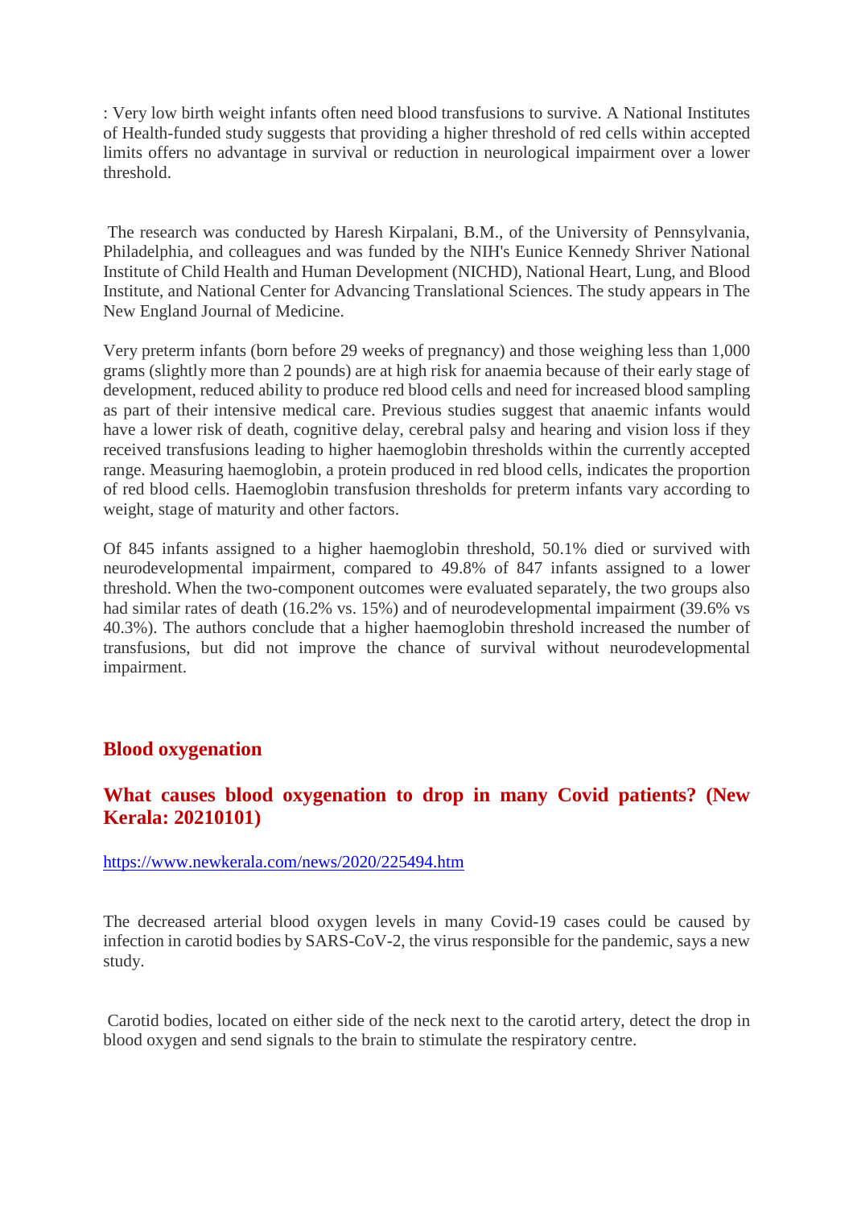: Very low birth weight infants often need blood transfusions to survive. A National Institutes of Health-funded study suggests that providing a higher threshold of red cells within accepted limits offers no advantage in survival or reduction in neurological impairment over a lower threshold.

The research was conducted by Haresh Kirpalani, B.M., of the University of Pennsylvania, Philadelphia, and colleagues and was funded by the NIH's Eunice Kennedy Shriver National Institute of Child Health and Human Development (NICHD), National Heart, Lung, and Blood Institute, and National Center for Advancing Translational Sciences. The study appears in The New England Journal of Medicine.

Very preterm infants (born before 29 weeks of pregnancy) and those weighing less than 1,000 grams (slightly more than 2 pounds) are at high risk for anaemia because of their early stage of development, reduced ability to produce red blood cells and need for increased blood sampling as part of their intensive medical care. Previous studies suggest that anaemic infants would have a lower risk of death, cognitive delay, cerebral palsy and hearing and vision loss if they received transfusions leading to higher haemoglobin thresholds within the currently accepted range. Measuring haemoglobin, a protein produced in red blood cells, indicates the proportion of red blood cells. Haemoglobin transfusion thresholds for preterm infants vary according to weight, stage of maturity and other factors.

Of 845 infants assigned to a higher haemoglobin threshold, 50.1% died or survived with neurodevelopmental impairment, compared to 49.8% of 847 infants assigned to a lower threshold. When the two-component outcomes were evaluated separately, the two groups also had similar rates of death (16.2% vs. 15%) and of neurodevelopmental impairment (39.6% vs 40.3%). The authors conclude that a higher haemoglobin threshold increased the number of transfusions, but did not improve the chance of survival without neurodevelopmental impairment.

## Blood oxygenation

### What causes blood oxygenation to drop in many Covid patients? (New Kerala: 20210101)

https://www.newkerala.com/news/2020/225494.htm

The decreased arterial blood oxygen levels in many Covid-19 cases could be caused by infection in carotid bodies by SARS-CoV-2, the virus responsible for the pandemic, says a new study.

Carotid bodies, located on either side of the neck next to the carotid artery, detect the drop in blood oxygen and send signals to the brain to stimulate the respiratory centre.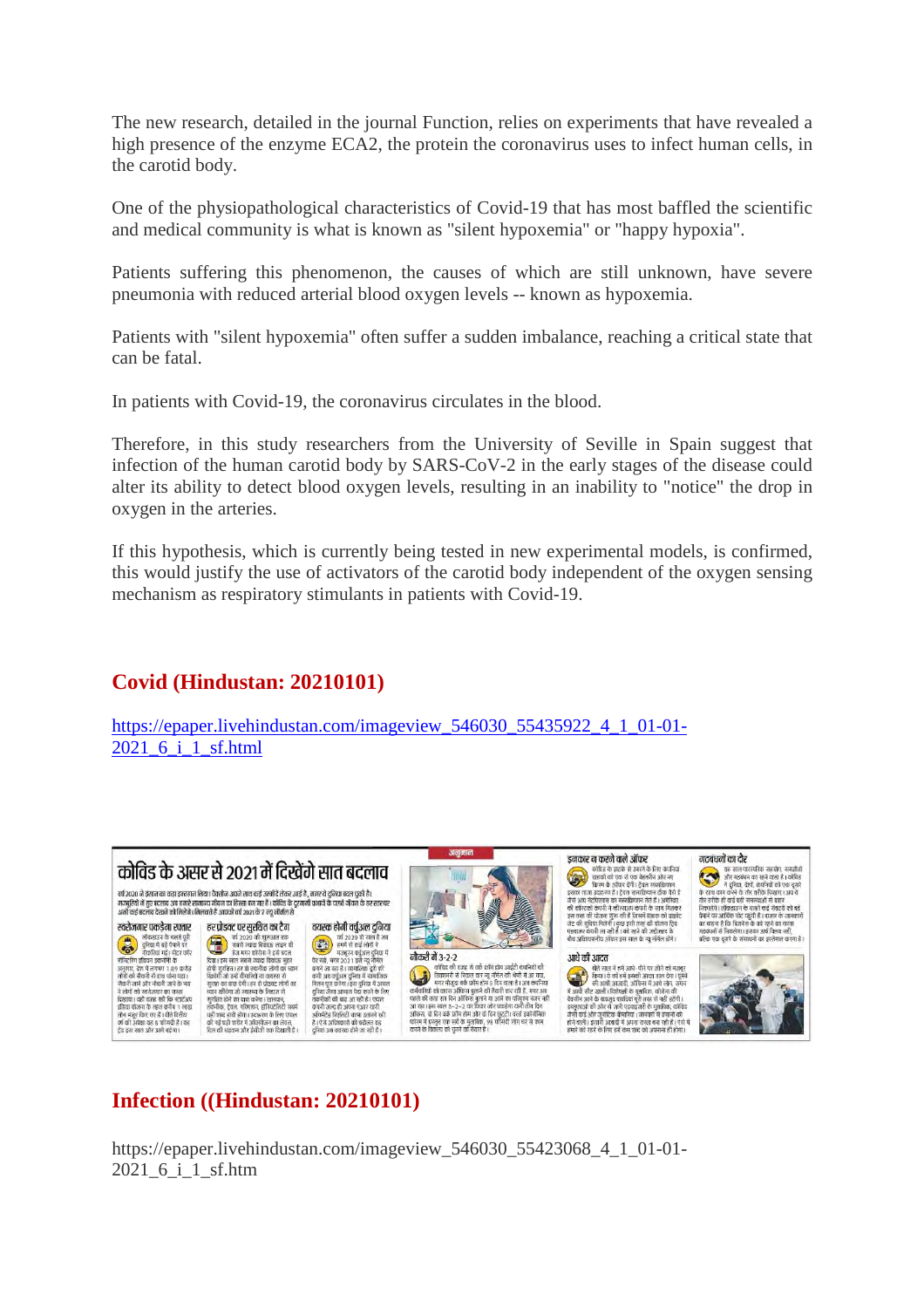The new research, detailed in the journal Function, relies on experiments that have revealed a high presence of the enzyme ECA2, the protein the coronavirus uses to infect human cells, in the carotid body.

One of the physiopathological characteristics of Covid-19 that has most baffled the scientific and medical community is what is known as "silent hypoxemia" or "happy hypoxia".

Patients suffering this phenomenon, the causes of which are still unknown, have severe pneumonia with reduced arterial blood oxygen levels -- known as hypoxemia.

Patients with "silent hypoxemia" often suffer a sudden imbalance, reaching a critical state that can be fatal.

In patients with Covid-19, the coronavirus circulates in the blood.

Therefore, in this study researchers from the University of Seville in Spain suggest that infection of the human carotid body by SARS-CoV-2 in the early stages of the disease could alter its ability to detect blood oxygen levels, resulting in an inability to "notice" the drop in oxygen in the arteries.

If this hypothesis, which is currently being tested in new experimental models, is confirmed, this would justify the use of activators of the carotid body independent of the oxygen sensing mechanism as respiratory stimulants in patients with Covid-19.

## Covid (Hindustan: 20210101)

https://epaper.livehindustan.com/imageview_546030_55435922_4_1_01-01-2021_6_i_1_sf.html

## Infection ((Hindustan: 20210101)

https://epaper.livehindustan.com/imageview_546030_55423068_4_1_01-01-2021_6_i_1_sf.htm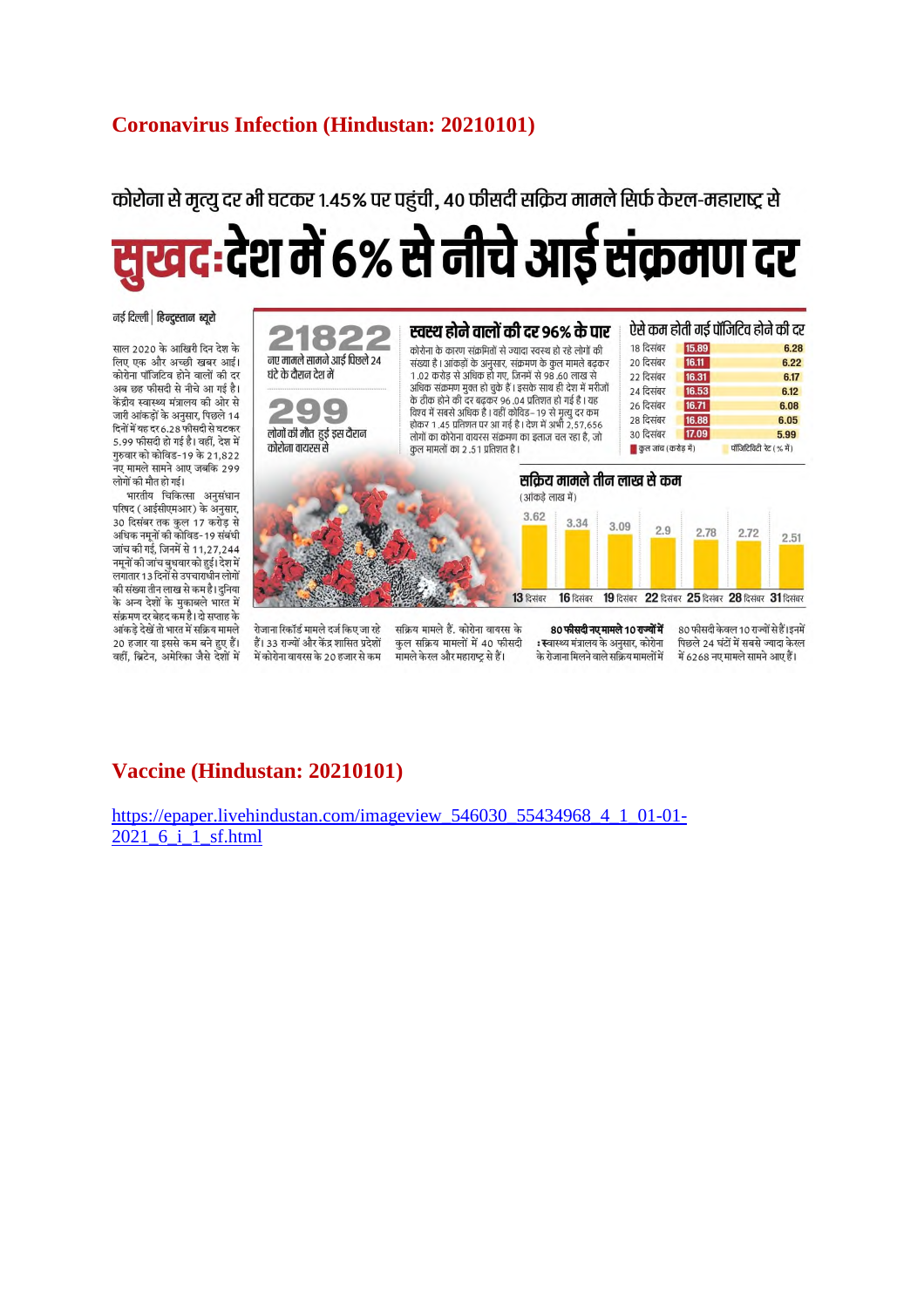## Coronavirus Infection (Hindustan: 20210101)

### कोरोना से मृत्यु दर भी घटकर 1.45% पर पहुंची, 40 फीसदी सक्रिय मामले सिर्फ केरल-महाराष्ट्र से

# सुखद: देश में 6% से नीचे आई संक्रमण दर

नई दिल्ली | हिन्दुस्तान ब्यूरो

साल 2020 के आखिरी दिन देश के लिए एक और अच्छी खबर आई। कोरोना पॉजिटिव होने वालों की दर अब छह फीसदी से नीचे आ गई है। केंद्रीय स्वास्थ्य मंत्रालय की ओर से जारी आंकड़ों के अनुसार, पिछले 14 दिनों में यह दर 6.28 फीसदी से घटकर 5.99 फीसदी हो गई है। वहीं, देश में गुरुवार को कोविड-19 के 21,822 नए मामले सामने आए जबकि 299 लोगों की मौत हो गई।

भारतीय चिकित्सा अनुसंधान परिषद (आईसीएमआर) के अनुसार, 30 दिसंबर तक कुल 17 करोड़ से अधिक नमूनों की कोविड-19 संबंधी जांच की गई, जिनमें से 11,27,244 नमूनों की जांच बुधवार को हुई। देश में लगातार 13 दिनों से उपचाराधीन लोगों की संख्या तीन लाख से कम है। दुनिया के अन्य देशों के मुकाबले भारत में संक्रमण दर बेहद कम है। दो सप्ताह के आंकड़े देखें तो भारत में सक्रिय मामले 20 हजार या इससे कम बने हुए हैं। वहीं, ब्रिटेन, अमेरिका जैसे देशों में रोजाना रिकॉर्ड मामले दर्ज किए जा रहे हैं। 33 राज्यों और केंद्र शासित प्रदेशों में कोरोना वायरस के 20 हजार से कम सक्रिय मामले हैं. कोरोना वायरस के कुल सक्रिय मामलों में 40 फीसदी मामले केरल और महाराष्ट्र से हैं।

**80 फीसदी नए मामले 10 राज्यों में :** स्वास्थ्य मंत्रालय के अनुसार, कोरोना के रोजाना मिलने वाले सक्रिय मामलों में 80 फीसदी केवल 10 राज्यों से हैं। इनमें पिछले 24 घंटों में सबसे ज्यादा केरल में 6268 नए मामले सामने आए हैं।

**21822** नए मामले सामने आए पिछले 24 घंटे के दौरान देश में

**299** लोगों की मौत हुई इस दौरान कोरोना वायरस से

### स्वस्थ होने वालों की दर 96% के पार

कोरोना के कारण संक्रमितों से ज्यादा स्वस्थ हो रहे लोगों की संख्या है। आंकड़ों के अनुसार, संक्रमण के कुल मामले बढ़कर 1.02 करोड़ से अधिक हो गए, जिनमें से 98.60 लाख से अधिक संक्रमण मुक्त हो चुके हैं। इसके साथ ही देश में मरीजों के ठीक होने की दर बढ़कर 96.04 प्रतिशत हो गई है। यह विश्व में सबसे अधिक है। वहीं कोविड-19 से मृत्यु दर कम होकर 1.45 प्रतिशत पर आ गई है। देश में अभी 2,57,656 लोगों का कोरोना वायरस संक्रमण का इलाज चल रहा है, जो कुल मामलों का 2.51 प्रतिशत है।

### ऐसे कम होती गई पॉजिटिव होने की दर

| तारीख | कुल जांच (करोड़ में) | पॉजिटिविटी रेट (% में) |
|---|---|---|
| 18 दिसंबर | 15.89 | 6.28 |
| 20 दिसंबर | 16.11 | 6.22 |
| 22 दिसंबर | 16.31 | 6.17 |
| 24 दिसंबर | 16.53 | 6.12 |
| 26 दिसंबर | 16.71 | 6.08 |
| 28 दिसंबर | 16.88 | 6.05 |
| 30 दिसंबर | 17.09 | 5.99 |

### सक्रिय मामले तीन लाख से कम

(आंकड़े लाख में)

| 13 दिसंबर | 16 दिसंबर | 19 दिसंबर | 22 दिसंबर | 25 दिसंबर | 28 दिसंबर | 31 दिसंबर |
|---|---|---|---|---|---|---|
| 3.62 | 3.34 | 3.09 | 2.9 | 2.78 | 2.72 | 2.51 |

## Vaccine (Hindustan: 20210101)

https://epaper.livehindustan.com/imageview_546030_55434968_4_1_01-01-2021_6_i_1_sf.html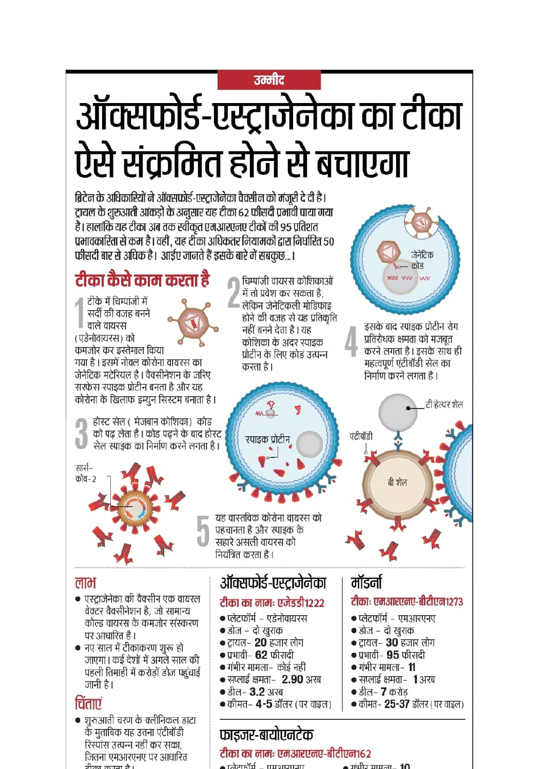उम्मीद

# ऑक्सफोर्ड-एस्ट्राजेनेका का टीका ऐसे संक्रमित होने से बचाएगा

**ब्रिटेन के अधिकारियों ने ऑक्सफोर्ड-एस्ट्राजेनेका वैक्सीन को मंजूरी दे दी है। ट्रायल के शुरुआती आंकड़ों के अनुसार यह टीका 62 फीसदी प्रभावी पाया गया है। हालांकि यह टीका अब तक स्वीकृत एमआरएनए टीकों की 95 प्रतिशत प्रभावकारिता से कम है। वहीं, यह टीका अधिकतर नियामकों द्वारा निर्धारित 50 फीसदी बार से अधिक है। आईए जानते हैं इसके बारे में सबकुछ...।**

## टीका कैसे काम करता है

**1** टीके में चिम्पांजी में सर्दी की वजह बनने वाले वायरस (एडेनोवायरस) को कमजोर कर इस्तेमाल किया गया है। इसमें नोवल कोरोना वायरस का जेनेटिक मटेरियल है। वैक्सीनेशन के जरिए सरफेस स्पाइक प्रोटीन बनता है और यह कोरोना के खिलाफ इम्युन सिस्टम बनाता है।

**2** चिम्पांजी वायरस कोशिकाओं में तो प्रवेश कर सकता है, लेकिन जेनेटिकली मोडिफाइ होने की वजह से यह प्रतिकृति नहीं बनने देता है। यह कोशिका के अंदर स्पाइक प्रोटीन के लिए कोड उत्पन्न करता है।

जेनेटिक कोड

**3** होस्ट सेल (मेजबान कोशिका) कोड को पढ़ लेता है। कोड पढ़ने के बाद होस्ट सेल स्पाइक का निर्माण करने लगता है।

स्पाइक प्रोटीन

**4** इसके बाद स्पाइक प्रोटीन रोग प्रतिरोधक क्षमता को मजबूत करने लगता है। इसके साथ ही महत्वपूर्ण एंटीबॉडी सेल का निर्माण करने लगता है।

टी हेल्पर शेल

एंटीबॉडी

बी शेल

सार्स-कोव-2

**5** यह वास्तविक कोरोना वायरस को पहचानता है और स्पाइक के सहारे असली वायरस को नियंत्रित करता है।

## लाभ

- एस्ट्राजेनेका की वैक्सीन एक वायरल वेक्टर वैक्सीनेशन है, जो सामान्य कोल्ड वायरस के कमजोर संस्करण पर आधारित है।
- नए साल में टीकाकरण शुरू हो जाएगा। कई देशों में अगले साल की पहली तिमाही में करोड़ों डोज पहुंचाई जानी है।

## चिंताएं

- शुरुआती चरण के क्लीनिकल डाटा के मुताबिक यह उतना एंटीबॉडी रिस्पांस उत्पन्न नहीं कर सका, जितना एमआरएनए पर आधारित टीका करता है।

## ऑक्सफोर्ड-एस्ट्राजेनेका

**टीका का नाम: एजेडडी1222**

- प्लेटफॉर्म - एडेनोवायरस
- डोज - दो खुराक
- ट्रायल- **20** हजार लोग
- प्रभावी- **62** फीसदी
- गंभीर मामला- कोई नहीं
- सप्लाई क्षमता- **2.90** अरब
- डील- **3.2** अरब
- कीमत- **4-5** डॉलर (पर वाइल)

## मॉडर्ना

**टीका: एमआरएनए-बीटीएन1273**

- प्लेटफॉर्म - एमआरएनए
- डोज - दो खुराक
- ट्रायल- **30** हजार लोग
- प्रभावी- **95** फीसदी
- गंभीर मामला- **11**
- सप्लाई क्षमता- **1** अरब
- डील- **7** करोड़
- कीमत- **25-37** डॉलर (पर वाइल)

## फाइजर-बायोएनटेक

**टीका का नाम: एमआरएनए-बीटीएन162**

- प्लेटफॉर्म - एमआरएनए
- गंभीर मामला- **10**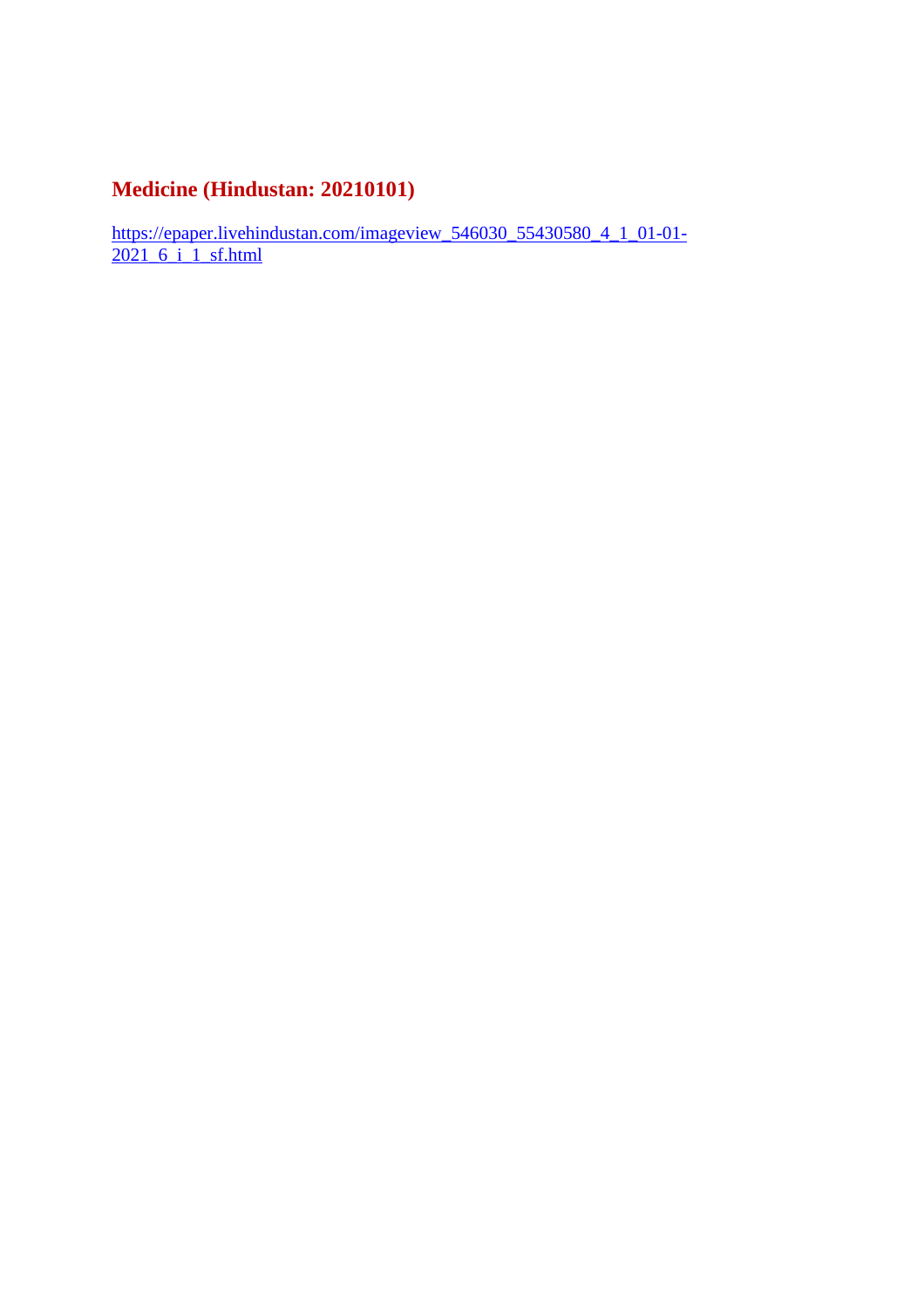## Medicine (Hindustan: 20210101)

https://epaper.livehindustan.com/imageview_546030_55430580_4_1_01-01-2021_6_i_1_sf.html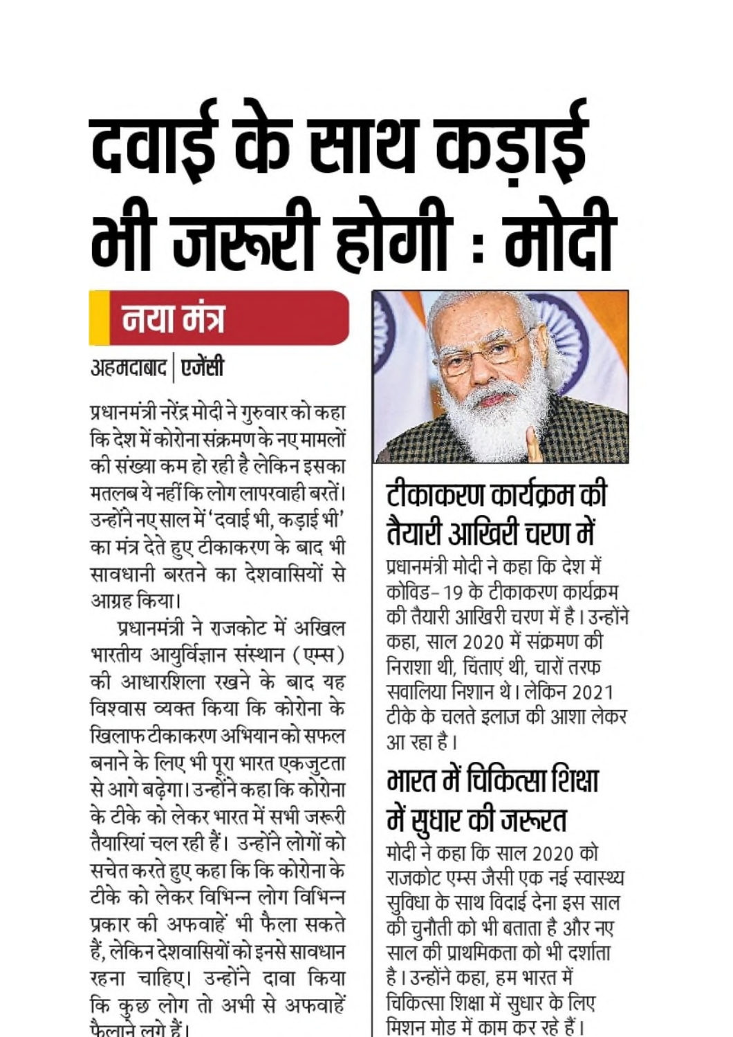# दवाई के साथ कड़ाई भी जरूरी होगी : मोदी

## नया मंत्र

अहमदाबाद | एजेंसी

प्रधानमंत्री नरेंद्र मोदी ने गुरुवार को कहा कि देश में कोरोना संक्रमण के नए मामलों की संख्या कम हो रही है लेकिन इसका मतलब ये नहीं कि लोग लापरवाही बरतें। उन्होंने नए साल में 'दवाई भी, कड़ाई भी' का मंत्र देते हुए टीकाकरण के बाद भी सावधानी बरतने का देशवासियों से आग्रह किया।

प्रधानमंत्री ने राजकोट में अखिल भारतीय आयुर्विज्ञान संस्थान (एम्स) की आधारशिला रखने के बाद यह विश्वास व्यक्त किया कि कोरोना के खिलाफ टीकाकरण अभियान को सफल बनाने के लिए भी पूरा भारत एकजुटता से आगे बढ़ेगा। उन्होंने कहा कि कोरोना के टीके को लेकर भारत में सभी जरूरी तैयारियां चल रही हैं। उन्होंने लोगों को सचेत करते हुए कहा कि कि कोरोना के टीके को लेकर विभिन्न लोग विभिन्न प्रकार की अफवाहें भी फैला सकते हैं, लेकिन देशवासियों को इनसे सावधान रहना चाहिए। उन्होंने दावा किया कि कुछ लोग तो अभी से अफवाहें फैलाने लगे हैं।

### टीकाकरण कार्यक्रम की तैयारी आखिरी चरण में

प्रधानमंत्री मोदी ने कहा कि देश में कोविड-19 के टीकाकरण कार्यक्रम की तैयारी आखिरी चरण में है। उन्होंने कहा, साल 2020 में संक्रमण की निराशा थी, चिंताएं थी, चारों तरफ सवालिया निशान थे। लेकिन 2021 टीके के चलते इलाज की आशा लेकर आ रहा है।

### भारत में चिकित्सा शिक्षा में सुधार की जरूरत

मोदी ने कहा कि साल 2020 को राजकोट एम्स जैसी एक नई स्वास्थ्य सुविधा के साथ विदाई देना इस साल की चुनौती को भी बताता है और नए साल की प्राथमिकता को भी दर्शाता है। उन्होंने कहा, हम भारत में चिकित्सा शिक्षा में सुधार के लिए मिशन मोड में काम कर रहे हैं।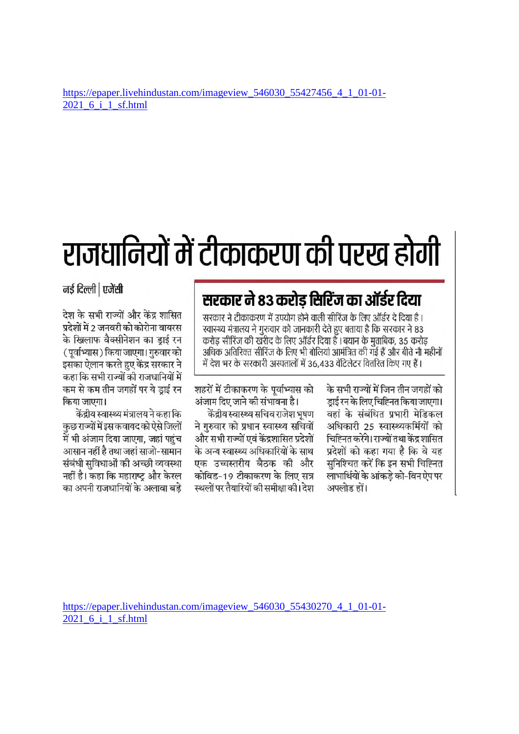https://epaper.livehindustan.com/imageview_546030_55427456_4_1_01-01-2021_6_i_1_sf.html

# राजधानियों में टीकाकरण की परख होगी

नई दिल्ली | एजेंसी

देश के सभी राज्यों और केंद्र शासित प्रदेशों में 2 जनवरी को कोरोना वायरस के खिलाफ वैक्सीनेशन का ड्राई रन (पूर्वाभ्यास) किया जाएगा। गुरुवार को इसका ऐलान करते हुए केंद्र सरकार ने कहा कि सभी राज्यों की राजधानियों में कम से कम तीन जगहों पर ये ड्राई रन किया जाएगा।

केंद्रीय स्वास्थ्य मंत्रालय ने कहा कि कुछ राज्यों में इस कवायद को ऐसे जिलों में भी अंजाम दिया जाएगा, जहां पहुंच आसान नहीं है तथा जहां साजो-सामान संबंधी सुविधाओं की अच्छी व्यवस्था नहीं है। कहा कि महाराष्ट्र और केरल का अपनी राजधानियों के अलावा बड़े शहरों में टीकाकरण के पूर्वाभ्यास को अंजाम दिए जाने की संभावना है।

केंद्रीय स्वास्थ्य सचिव राजेश भूषण ने गुरुवार को प्रधान स्वास्थ्य सचिवों और सभी राज्यों एवं केंद्रशासित प्रदेशों के अन्य स्वास्थ्य अधिकारियों के साथ एक उच्चस्तरीय बैठक की और कोविड-19 टीकाकरण के लिए सत्र स्थलों पर तैयारियों की समीक्षा की। देश के सभी राज्यों में जिन तीन जगहों को ड्राई रन के लिए चिह्नित किया जाएगा। वहां के संबंधित प्रभारी मेडिकल अधिकारी 25 स्वास्थ्यकर्मियों को चिह्नित करेंगे। राज्यों तथा केंद्र शासित प्रदेशों को कहा गया है कि वे यह सुनिश्चित करें कि इन सभी चिह्नित लाभार्थियों के आंकड़े को-विन ऐप पर अपलोड हों।

## सरकार ने 83 करोड़ सिरिंज का ऑर्डर दिया

सरकार ने टीकाकरण में उपयोग होने वाली सीरिंज के लिए ऑर्डर दे दिया है। स्वास्थ्य मंत्रालय ने गुरुवार को जानकारी देते हुए बताया है कि सरकार ने 83 करोड़ सीरिंज की खरीद के लिए ऑर्डर दिया है। बयान के मुताबिक, 35 करोड़ अधिक अतिरिक्त सीरिंज के लिए भी बोलियां आमंत्रित की गई हैं और बीते नौ महीनों में देश भर के सरकारी अस्पतालों में 36,433 वेंटिलेटर वितरित किए गए हैं।

https://epaper.livehindustan.com/imageview_546030_55430270_4_1_01-01-2021_6_i_1_sf.html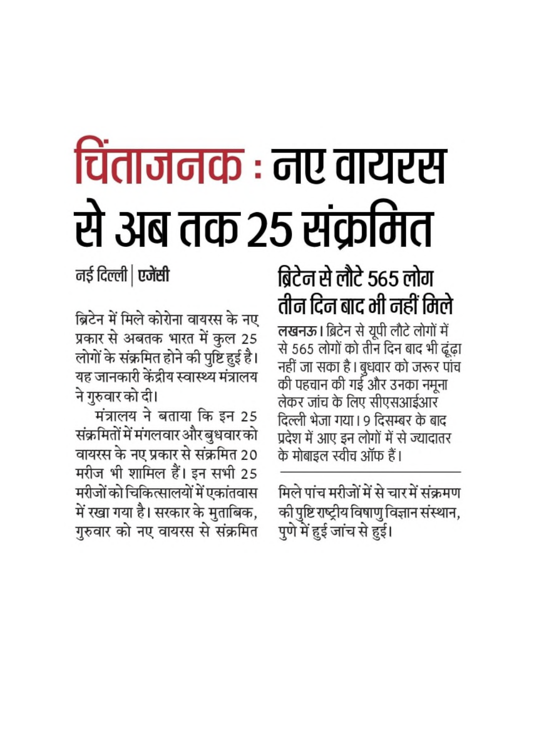# चिंताजनक : नए वायरस से अब तक 25 संक्रमित

नई दिल्ली | **एजेंसी**

ब्रिटेन में मिले कोरोना वायरस के नए प्रकार से अबतक भारत में कुल 25 लोगों के संक्रमित होने की पुष्टि हुई है। यह जानकारी केंद्रीय स्वास्थ्य मंत्रालय ने गुरुवार को दी।

मंत्रालय ने बताया कि इन 25 संक्रमितों में मंगलवार और बुधवार को वायरस के नए प्रकार से संक्रमित 20 मरीज भी शामिल हैं। इन सभी 25 मरीजों को चिकित्सालयों में एकांतवास में रखा गया है। सरकार के मुताबिक, गुरुवार को नए वायरस से संक्रमित

## ब्रिटेन से लौटे 565 लोग तीन दिन बाद भी नहीं मिले

**लखनऊ।** ब्रिटेन से यूपी लौटे लोगों में से 565 लोगों को तीन दिन बाद भी ढूंढ़ा नहीं जा सका है। बुधवार को जरूर पांच की पहचान की गई और उनका नमूना लेकर जांच के लिए सीएसआईआर दिल्ली भेजा गया। 9 दिसम्बर के बाद प्रदेश में आए इन लोगों में से ज्यादातर के मोबाइल स्वीच ऑफ हैं।

---

मिले पांच मरीजों में से चार में संक्रमण की पुष्टि राष्ट्रीय विषाणु विज्ञान संस्थान, पुणे में हुई जांच से हुई।